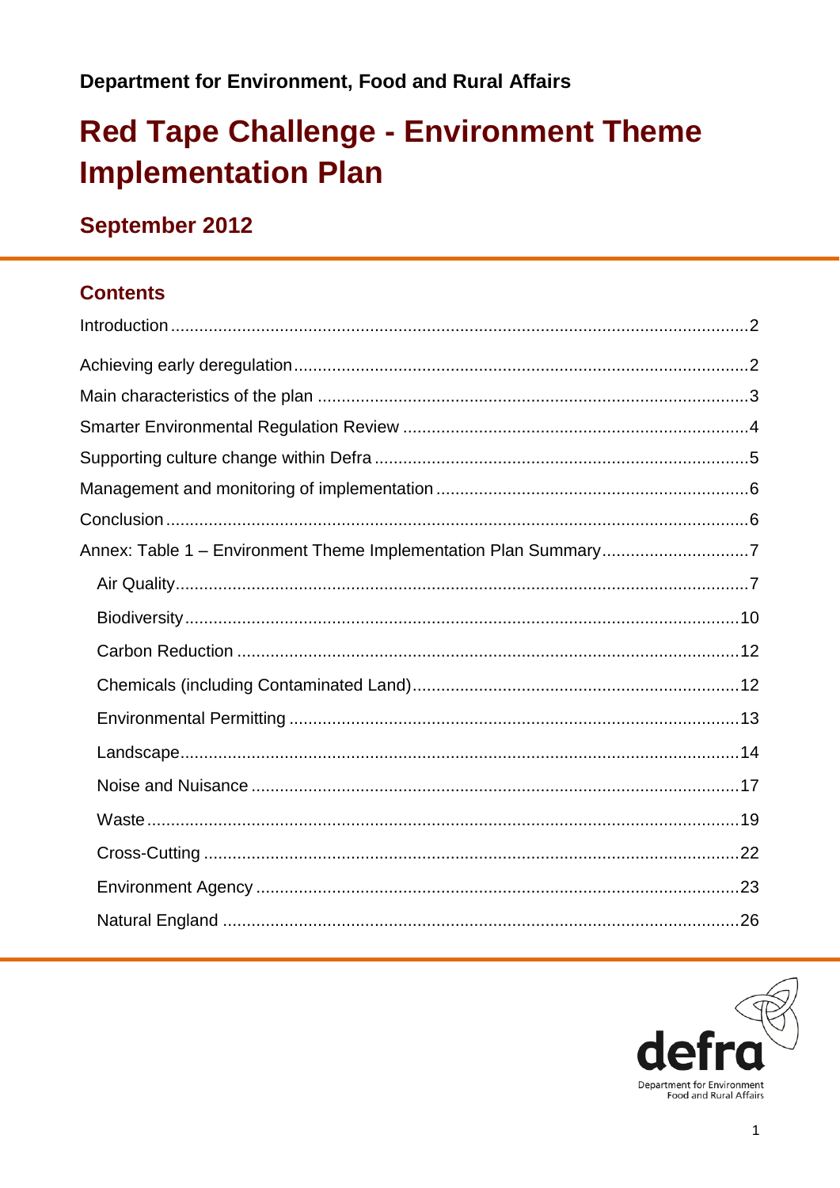**Department for Environment, Food and Rural Affairs**

# Red Tape Challenge - Environment Theme Implementation Plan

## September 2012

### Contents

- Introduction ........ 2
- Achieving early deregulation ........ 2
- Main characteristics of the plan ........ 3
- Smarter Environmental Regulation Review ........ 4
- Supporting culture change within Defra ........ 5
- Management and monitoring of implementation ........ 6
- Conclusion ........ 6
- Annex: Table 1 – Environment Theme Implementation Plan Summary ........ 7
  - Air Quality ........ 7
  - Biodiversity ........ 10
  - Carbon Reduction ........ 12
  - Chemicals (including Contaminated Land) ........ 12
  - Environmental Permitting ........ 13
  - Landscape ........ 14
  - Noise and Nuisance ........ 17
  - Waste ........ 19
  - Cross-Cutting ........ 22
  - Environment Agency ........ 23
  - Natural England ........ 26

defra

Department for Environment Food and Rural Affairs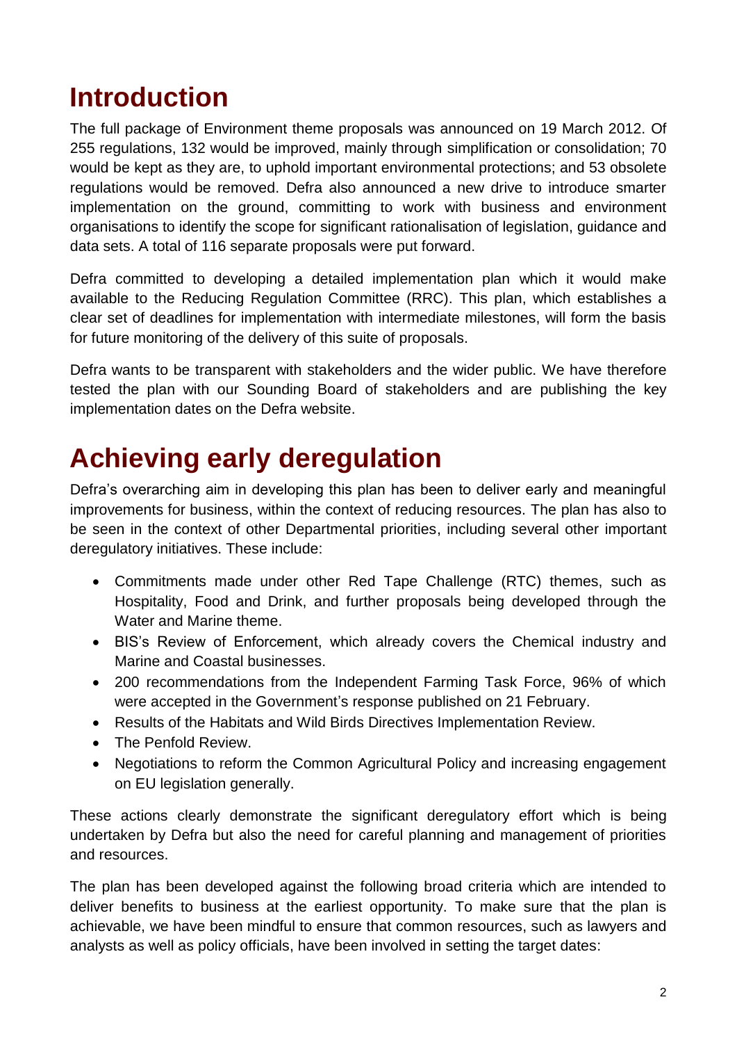# Introduction

The full package of Environment theme proposals was announced on 19 March 2012. Of 255 regulations, 132 would be improved, mainly through simplification or consolidation; 70 would be kept as they are, to uphold important environmental protections; and 53 obsolete regulations would be removed. Defra also announced a new drive to introduce smarter implementation on the ground, committing to work with business and environment organisations to identify the scope for significant rationalisation of legislation, guidance and data sets. A total of 116 separate proposals were put forward.

Defra committed to developing a detailed implementation plan which it would make available to the Reducing Regulation Committee (RRC). This plan, which establishes a clear set of deadlines for implementation with intermediate milestones, will form the basis for future monitoring of the delivery of this suite of proposals.

Defra wants to be transparent with stakeholders and the wider public. We have therefore tested the plan with our Sounding Board of stakeholders and are publishing the key implementation dates on the Defra website.

# Achieving early deregulation

Defra's overarching aim in developing this plan has been to deliver early and meaningful improvements for business, within the context of reducing resources. The plan has also to be seen in the context of other Departmental priorities, including several other important deregulatory initiatives. These include:

- Commitments made under other Red Tape Challenge (RTC) themes, such as Hospitality, Food and Drink, and further proposals being developed through the Water and Marine theme.
- BIS's Review of Enforcement, which already covers the Chemical industry and Marine and Coastal businesses.
- 200 recommendations from the Independent Farming Task Force, 96% of which were accepted in the Government's response published on 21 February.
- Results of the Habitats and Wild Birds Directives Implementation Review.
- The Penfold Review.
- Negotiations to reform the Common Agricultural Policy and increasing engagement on EU legislation generally.

These actions clearly demonstrate the significant deregulatory effort which is being undertaken by Defra but also the need for careful planning and management of priorities and resources.

The plan has been developed against the following broad criteria which are intended to deliver benefits to business at the earliest opportunity. To make sure that the plan is achievable, we have been mindful to ensure that common resources, such as lawyers and analysts as well as policy officials, have been involved in setting the target dates: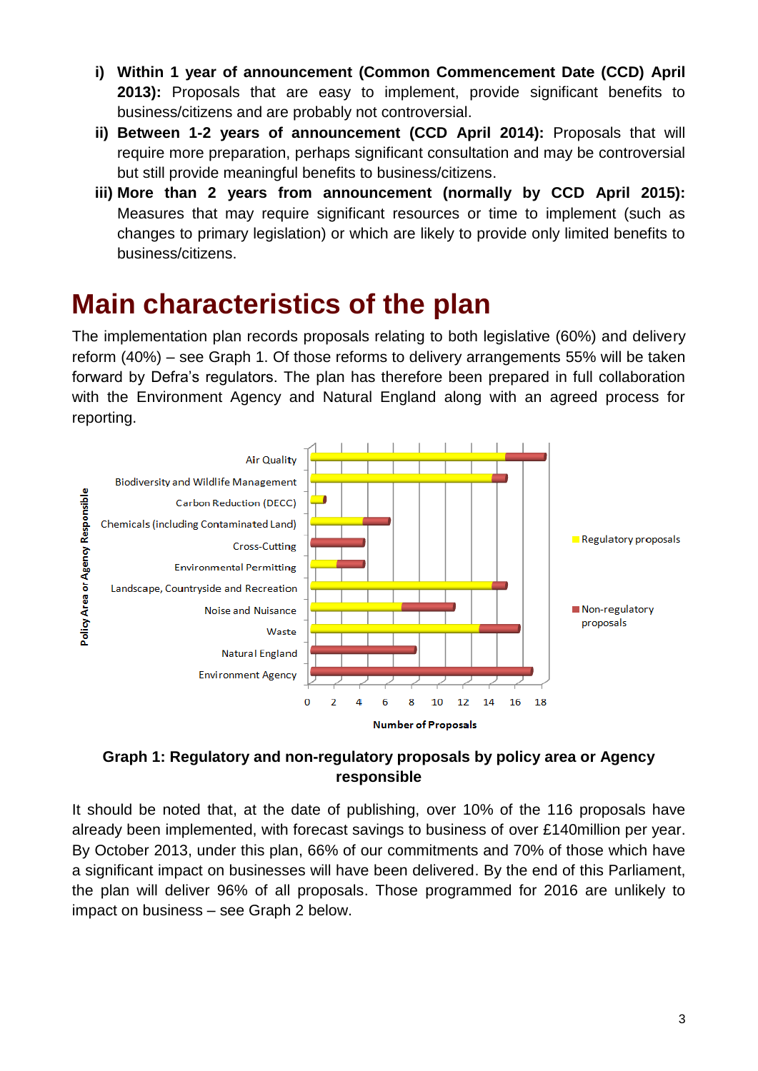i) **Within 1 year of announcement (Common Commencement Date (CCD) April 2013):** Proposals that are easy to implement, provide significant benefits to business/citizens and are probably not controversial.

ii) **Between 1-2 years of announcement (CCD April 2014):** Proposals that will require more preparation, perhaps significant consultation and may be controversial but still provide meaningful benefits to business/citizens.

iii) **More than 2 years from announcement (normally by CCD April 2015):** Measures that may require significant resources or time to implement (such as changes to primary legislation) or which are likely to provide only limited benefits to business/citizens.

# Main characteristics of the plan

The implementation plan records proposals relating to both legislative (60%) and delivery reform (40%) – see Graph 1. Of those reforms to delivery arrangements 55% will be taken forward by Defra's regulators. The plan has therefore been prepared in full collaboration with the Environment Agency and Natural England along with an agreed process for reporting.

**Graph 1: Regulatory and non-regulatory proposals by policy area or Agency responsible**

It should be noted that, at the date of publishing, over 10% of the 116 proposals have already been implemented, with forecast savings to business of over £140million per year. By October 2013, under this plan, 66% of our commitments and 70% of those which have a significant impact on businesses will have been delivered. By the end of this Parliament, the plan will deliver 96% of all proposals. Those programmed for 2016 are unlikely to impact on business – see Graph 2 below.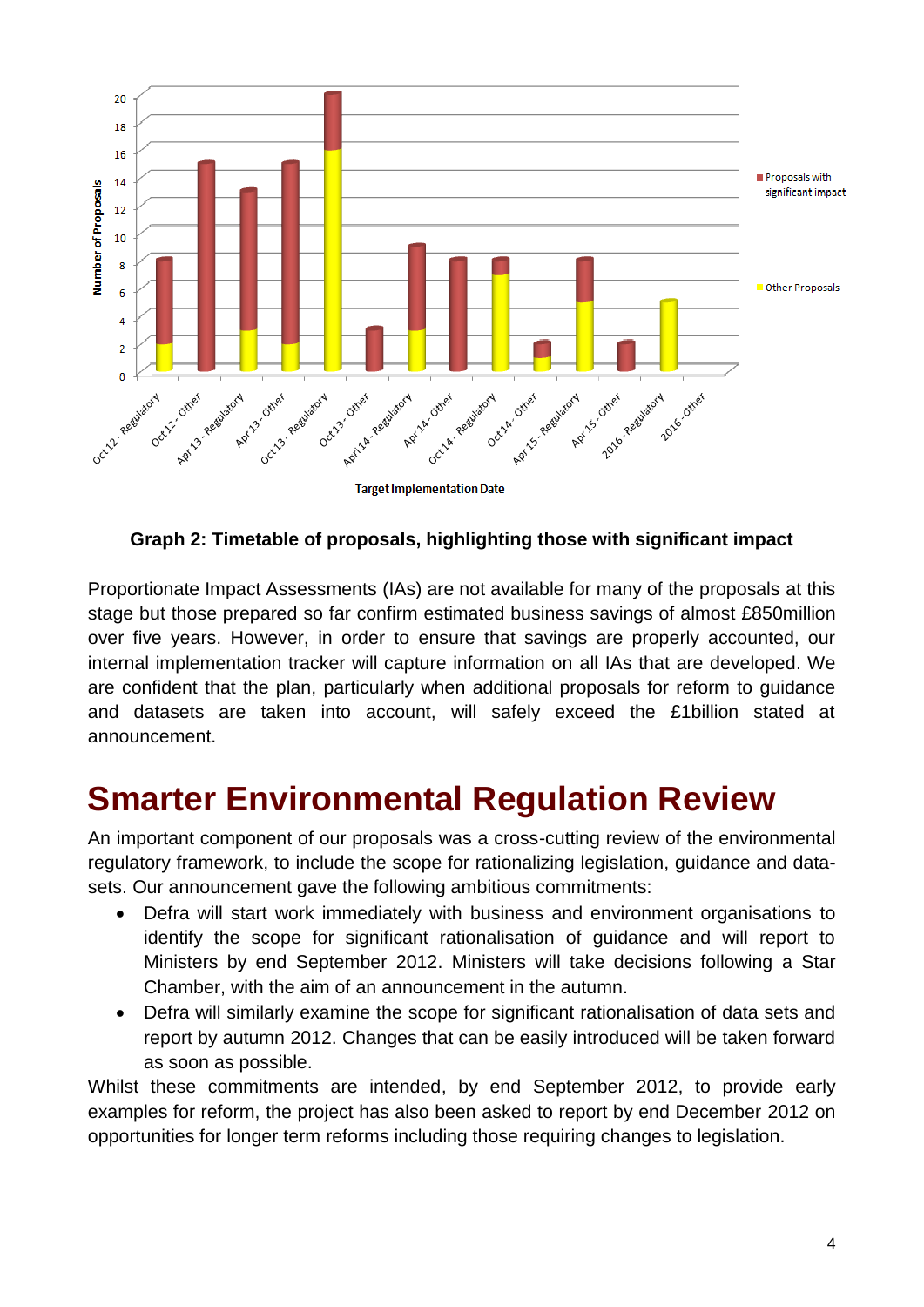**Graph 2: Timetable of proposals, highlighting those with significant impact**

Proportionate Impact Assessments (IAs) are not available for many of the proposals at this stage but those prepared so far confirm estimated business savings of almost £850million over five years. However, in order to ensure that savings are properly accounted, our internal implementation tracker will capture information on all IAs that are developed. We are confident that the plan, particularly when additional proposals for reform to guidance and datasets are taken into account, will safely exceed the £1billion stated at announcement.

# Smarter Environmental Regulation Review

An important component of our proposals was a cross-cutting review of the environmental regulatory framework, to include the scope for rationalizing legislation, guidance and data-sets. Our announcement gave the following ambitious commitments:

- Defra will start work immediately with business and environment organisations to identify the scope for significant rationalisation of guidance and will report to Ministers by end September 2012. Ministers will take decisions following a Star Chamber, with the aim of an announcement in the autumn.
- Defra will similarly examine the scope for significant rationalisation of data sets and report by autumn 2012. Changes that can be easily introduced will be taken forward as soon as possible.

Whilst these commitments are intended, by end September 2012, to provide early examples for reform, the project has also been asked to report by end December 2012 on opportunities for longer term reforms including those requiring changes to legislation.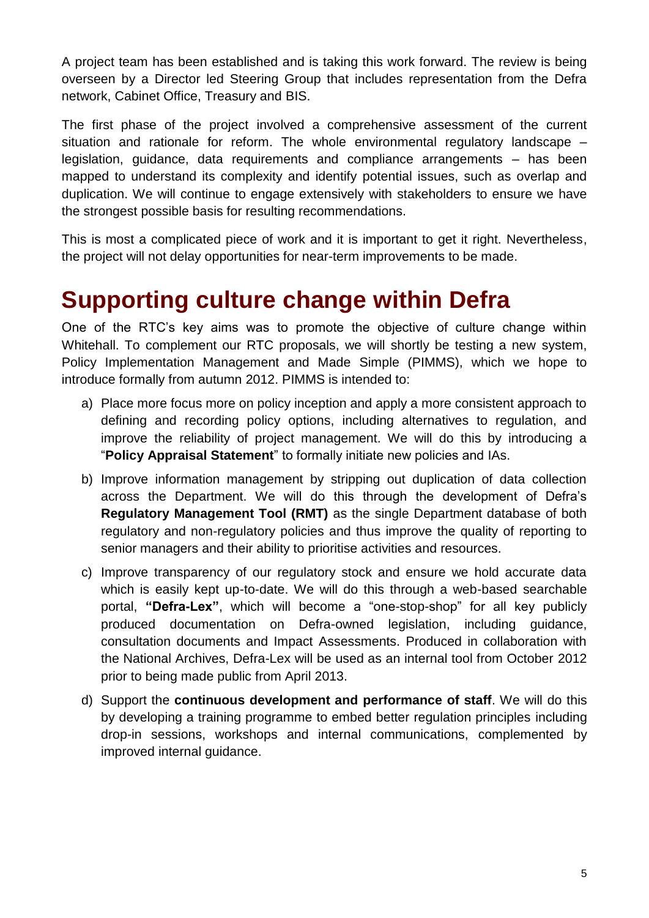A project team has been established and is taking this work forward. The review is being overseen by a Director led Steering Group that includes representation from the Defra network, Cabinet Office, Treasury and BIS.

The first phase of the project involved a comprehensive assessment of the current situation and rationale for reform. The whole environmental regulatory landscape – legislation, guidance, data requirements and compliance arrangements – has been mapped to understand its complexity and identify potential issues, such as overlap and duplication. We will continue to engage extensively with stakeholders to ensure we have the strongest possible basis for resulting recommendations.

This is most a complicated piece of work and it is important to get it right. Nevertheless, the project will not delay opportunities for near-term improvements to be made.

# Supporting culture change within Defra

One of the RTC's key aims was to promote the objective of culture change within Whitehall. To complement our RTC proposals, we will shortly be testing a new system, Policy Implementation Management and Made Simple (PIMMS), which we hope to introduce formally from autumn 2012. PIMMS is intended to:

a) Place more focus more on policy inception and apply a more consistent approach to defining and recording policy options, including alternatives to regulation, and improve the reliability of project management. We will do this by introducing a "**Policy Appraisal Statement**" to formally initiate new policies and IAs.

b) Improve information management by stripping out duplication of data collection across the Department. We will do this through the development of Defra's **Regulatory Management Tool (RMT)** as the single Department database of both regulatory and non-regulatory policies and thus improve the quality of reporting to senior managers and their ability to prioritise activities and resources.

c) Improve transparency of our regulatory stock and ensure we hold accurate data which is easily kept up-to-date. We will do this through a web-based searchable portal, **"Defra-Lex"**, which will become a "one-stop-shop" for all key publicly produced documentation on Defra-owned legislation, including guidance, consultation documents and Impact Assessments. Produced in collaboration with the National Archives, Defra-Lex will be used as an internal tool from October 2012 prior to being made public from April 2013.

d) Support the **continuous development and performance of staff**. We will do this by developing a training programme to embed better regulation principles including drop-in sessions, workshops and internal communications, complemented by improved internal guidance.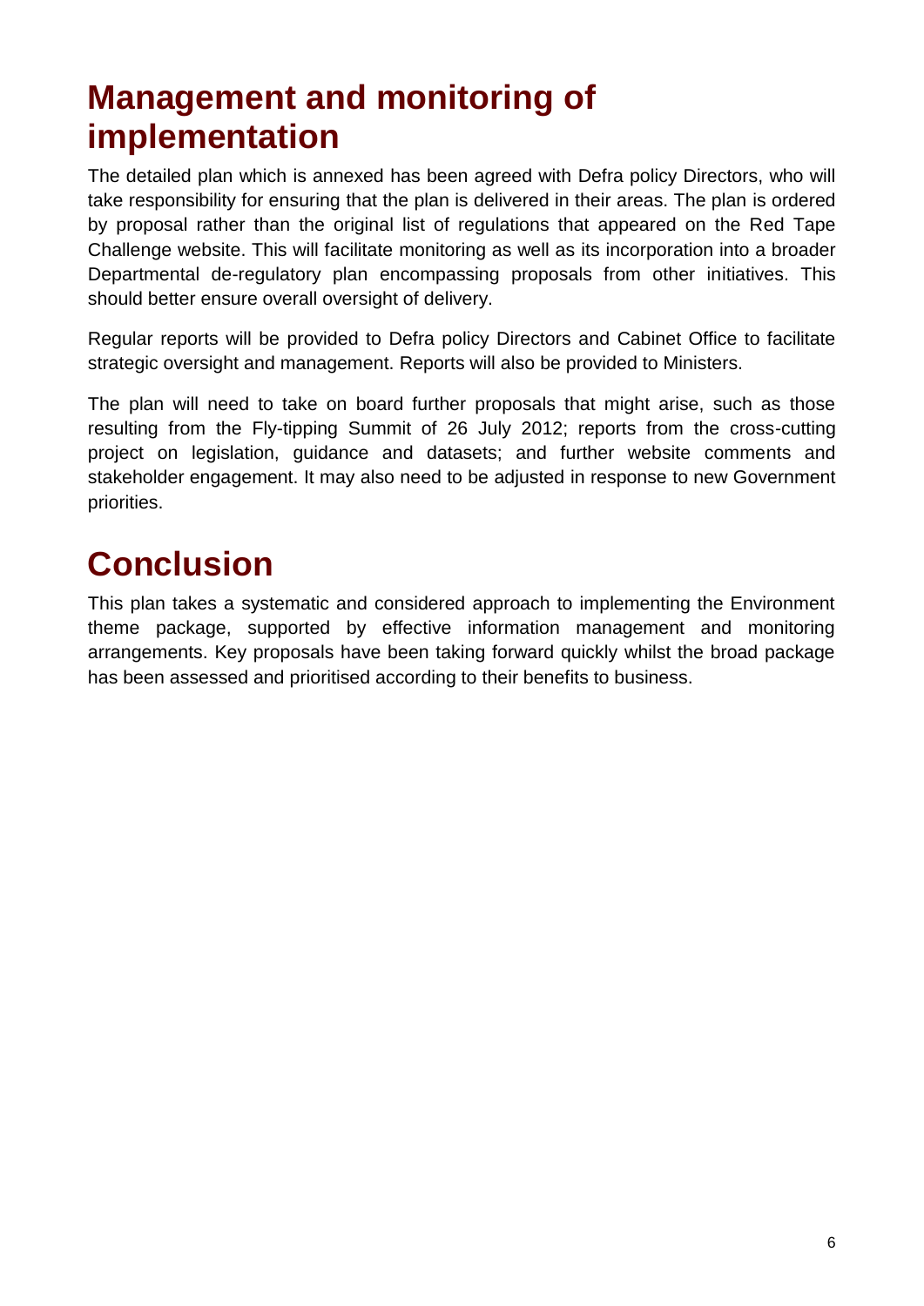# Management and monitoring of implementation

The detailed plan which is annexed has been agreed with Defra policy Directors, who will take responsibility for ensuring that the plan is delivered in their areas. The plan is ordered by proposal rather than the original list of regulations that appeared on the Red Tape Challenge website. This will facilitate monitoring as well as its incorporation into a broader Departmental de-regulatory plan encompassing proposals from other initiatives. This should better ensure overall oversight of delivery.

Regular reports will be provided to Defra policy Directors and Cabinet Office to facilitate strategic oversight and management. Reports will also be provided to Ministers.

The plan will need to take on board further proposals that might arise, such as those resulting from the Fly-tipping Summit of 26 July 2012; reports from the cross-cutting project on legislation, guidance and datasets; and further website comments and stakeholder engagement. It may also need to be adjusted in response to new Government priorities.

# Conclusion

This plan takes a systematic and considered approach to implementing the Environment theme package, supported by effective information management and monitoring arrangements. Key proposals have been taking forward quickly whilst the broad package has been assessed and prioritised according to their benefits to business.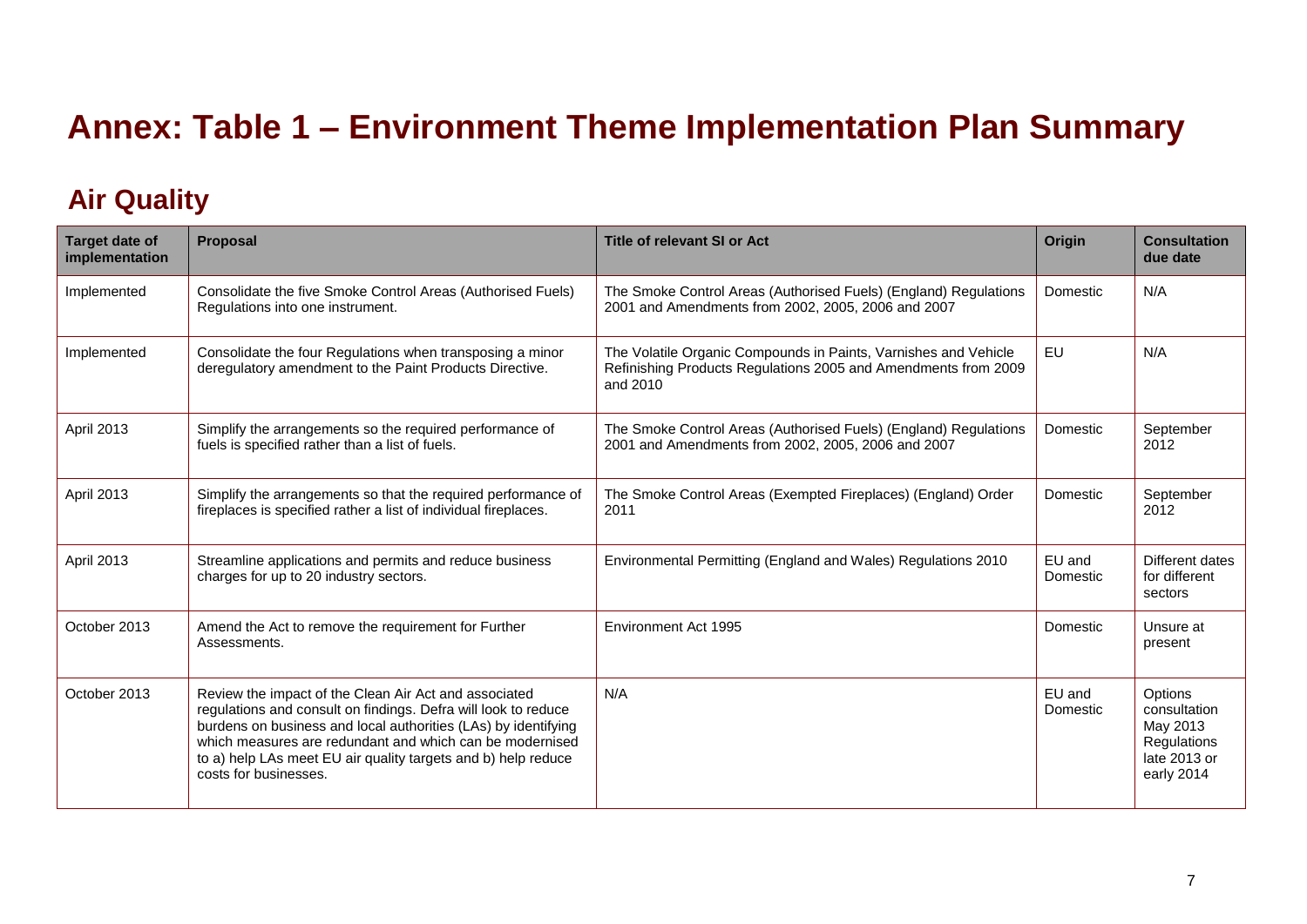# Annex: Table 1 – Environment Theme Implementation Plan Summary

## Air Quality

| Target date of implementation | Proposal | Title of relevant SI or Act | Origin | Consultation due date |
|---|---|---|---|---|
| Implemented | Consolidate the five Smoke Control Areas (Authorised Fuels) Regulations into one instrument. | The Smoke Control Areas (Authorised Fuels) (England) Regulations 2001 and Amendments from 2002, 2005, 2006 and 2007 | Domestic | N/A |
| Implemented | Consolidate the four Regulations when transposing a minor deregulatory amendment to the Paint Products Directive. | The Volatile Organic Compounds in Paints, Varnishes and Vehicle Refinishing Products Regulations 2005 and Amendments from 2009 and 2010 | EU | N/A |
| April 2013 | Simplify the arrangements so the required performance of fuels is specified rather than a list of fuels. | The Smoke Control Areas (Authorised Fuels) (England) Regulations 2001 and Amendments from 2002, 2005, 2006 and 2007 | Domestic | September 2012 |
| April 2013 | Simplify the arrangements so that the required performance of fireplaces is specified rather a list of individual fireplaces. | The Smoke Control Areas (Exempted Fireplaces) (England) Order 2011 | Domestic | September 2012 |
| April 2013 | Streamline applications and permits and reduce business charges for up to 20 industry sectors. | Environmental Permitting (England and Wales) Regulations 2010 | EU and Domestic | Different dates for different sectors |
| October 2013 | Amend the Act to remove the requirement for Further Assessments. | Environment Act 1995 | Domestic | Unsure at present |
| October 2013 | Review the impact of the Clean Air Act and associated regulations and consult on findings. Defra will look to reduce burdens on business and local authorities (LAs) by identifying which measures are redundant and which can be modernised to a) help LAs meet EU air quality targets and b) help reduce costs for businesses. | N/A | EU and Domestic | Options consultation May 2013 Regulations late 2013 or early 2014 |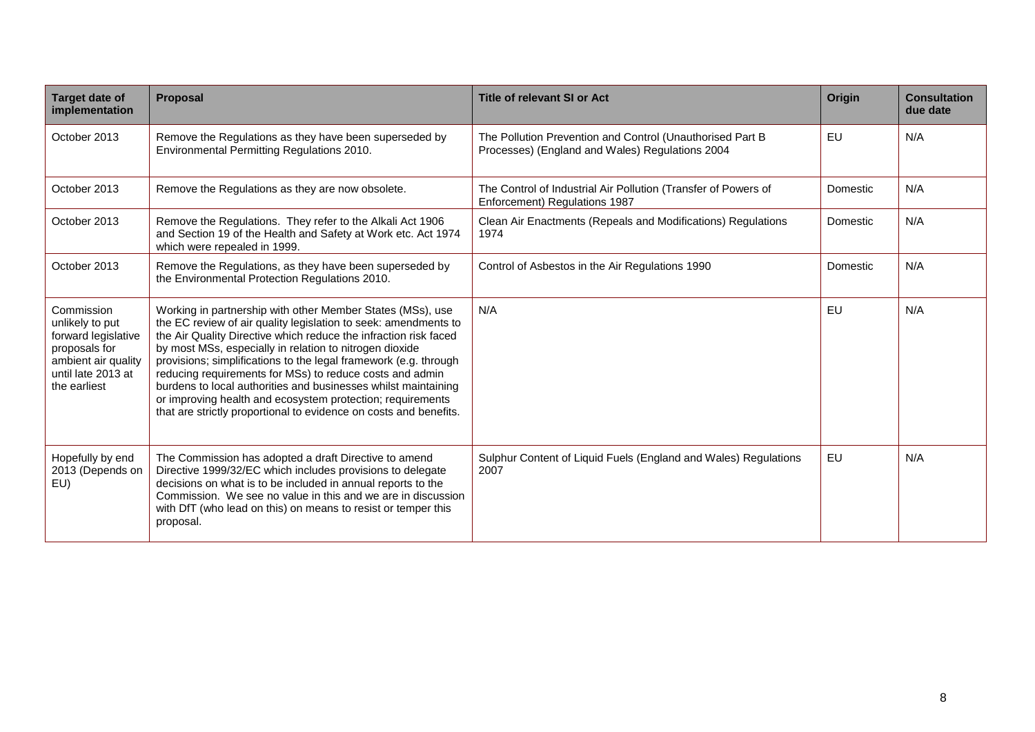| Target date of implementation | Proposal | Title of relevant SI or Act | Origin | Consultation due date |
|---|---|---|---|---|
| October 2013 | Remove the Regulations as they have been superseded by Environmental Permitting Regulations 2010. | The Pollution Prevention and Control (Unauthorised Part B Processes) (England and Wales) Regulations 2004 | EU | N/A |
| October 2013 | Remove the Regulations as they are now obsolete. | The Control of Industrial Air Pollution (Transfer of Powers of Enforcement) Regulations 1987 | Domestic | N/A |
| October 2013 | Remove the Regulations. They refer to the Alkali Act 1906 and Section 19 of the Health and Safety at Work etc. Act 1974 which were repealed in 1999. | Clean Air Enactments (Repeals and Modifications) Regulations 1974 | Domestic | N/A |
| October 2013 | Remove the Regulations, as they have been superseded by the Environmental Protection Regulations 2010. | Control of Asbestos in the Air Regulations 1990 | Domestic | N/A |
| Commission unlikely to put forward legislative proposals for ambient air quality until late 2013 at the earliest | Working in partnership with other Member States (MSs), use the EC review of air quality legislation to seek: amendments to the Air Quality Directive which reduce the infraction risk faced by most MSs, especially in relation to nitrogen dioxide provisions; simplifications to the legal framework (e.g. through reducing requirements for MSs) to reduce costs and admin burdens to local authorities and businesses whilst maintaining or improving health and ecosystem protection; requirements that are strictly proportional to evidence on costs and benefits. | N/A | EU | N/A |
| Hopefully by end 2013 (Depends on EU) | The Commission has adopted a draft Directive to amend Directive 1999/32/EC which includes provisions to delegate decisions on what is to be included in annual reports to the Commission. We see no value in this and we are in discussion with DfT (who lead on this) on means to resist or temper this proposal. | Sulphur Content of Liquid Fuels (England and Wales) Regulations 2007 | EU | N/A |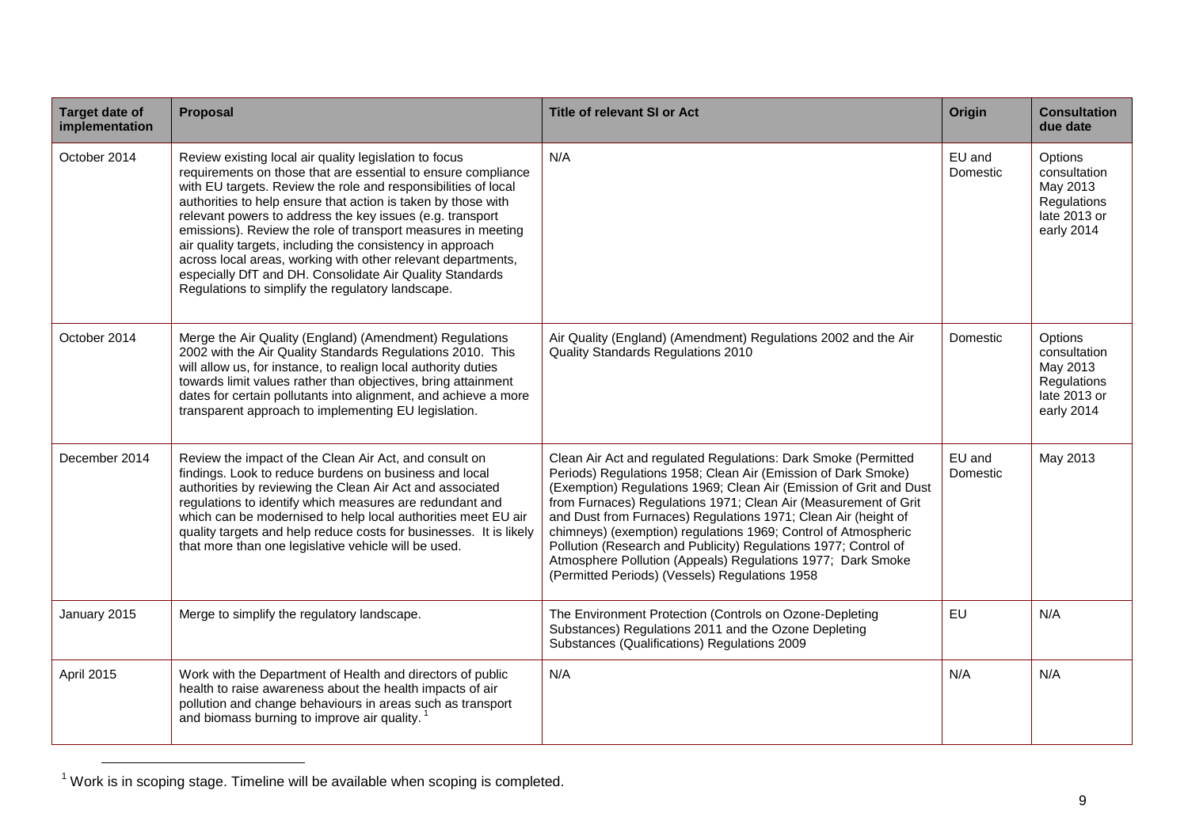| Target date of implementation | Proposal | Title of relevant SI or Act | Origin | Consultation due date |
|---|---|---|---|---|
| October 2014 | Review existing local air quality legislation to focus requirements on those that are essential to ensure compliance with EU targets. Review the role and responsibilities of local authorities to help ensure that action is taken by those with relevant powers to address the key issues (e.g. transport emissions). Review the role of transport measures in meeting air quality targets, including the consistency in approach across local areas, working with other relevant departments, especially DfT and DH. Consolidate Air Quality Standards Regulations to simplify the regulatory landscape. | N/A | EU and Domestic | Options consultation May 2013 Regulations late 2013 or early 2014 |
| October 2014 | Merge the Air Quality (England) (Amendment) Regulations 2002 with the Air Quality Standards Regulations 2010. This will allow us, for instance, to realign local authority duties towards limit values rather than objectives, bring attainment dates for certain pollutants into alignment, and achieve a more transparent approach to implementing EU legislation. | Air Quality (England) (Amendment) Regulations 2002 and the Air Quality Standards Regulations 2010 | Domestic | Options consultation May 2013 Regulations late 2013 or early 2014 |
| December 2014 | Review the impact of the Clean Air Act, and consult on findings. Look to reduce burdens on business and local authorities by reviewing the Clean Air Act and associated regulations to identify which measures are redundant and which can be modernised to help local authorities meet EU air quality targets and help reduce costs for businesses. It is likely that more than one legislative vehicle will be used. | Clean Air Act and regulated Regulations: Dark Smoke (Permitted Periods) Regulations 1958; Clean Air (Emission of Dark Smoke) (Exemption) Regulations 1969; Clean Air (Emission of Grit and Dust from Furnaces) Regulations 1971; Clean Air (Measurement of Grit and Dust from Furnaces) Regulations 1971; Clean Air (height of chimneys) (exemption) regulations 1969; Control of Atmospheric Pollution (Research and Publicity) Regulations 1977; Control of Atmosphere Pollution (Appeals) Regulations 1977; Dark Smoke (Permitted Periods) (Vessels) Regulations 1958 | EU and Domestic | May 2013 |
| January 2015 | Merge to simplify the regulatory landscape. | The Environment Protection (Controls on Ozone-Depleting Substances) Regulations 2011 and the Ozone Depleting Substances (Qualifications) Regulations 2009 | EU | N/A |
| April 2015 | Work with the Department of Health and directors of public health to raise awareness about the health impacts of air pollution and change behaviours in areas such as transport and biomass burning to improve air quality. [1] | N/A | N/A | N/A |

[1] Work is in scoping stage. Timeline will be available when scoping is completed.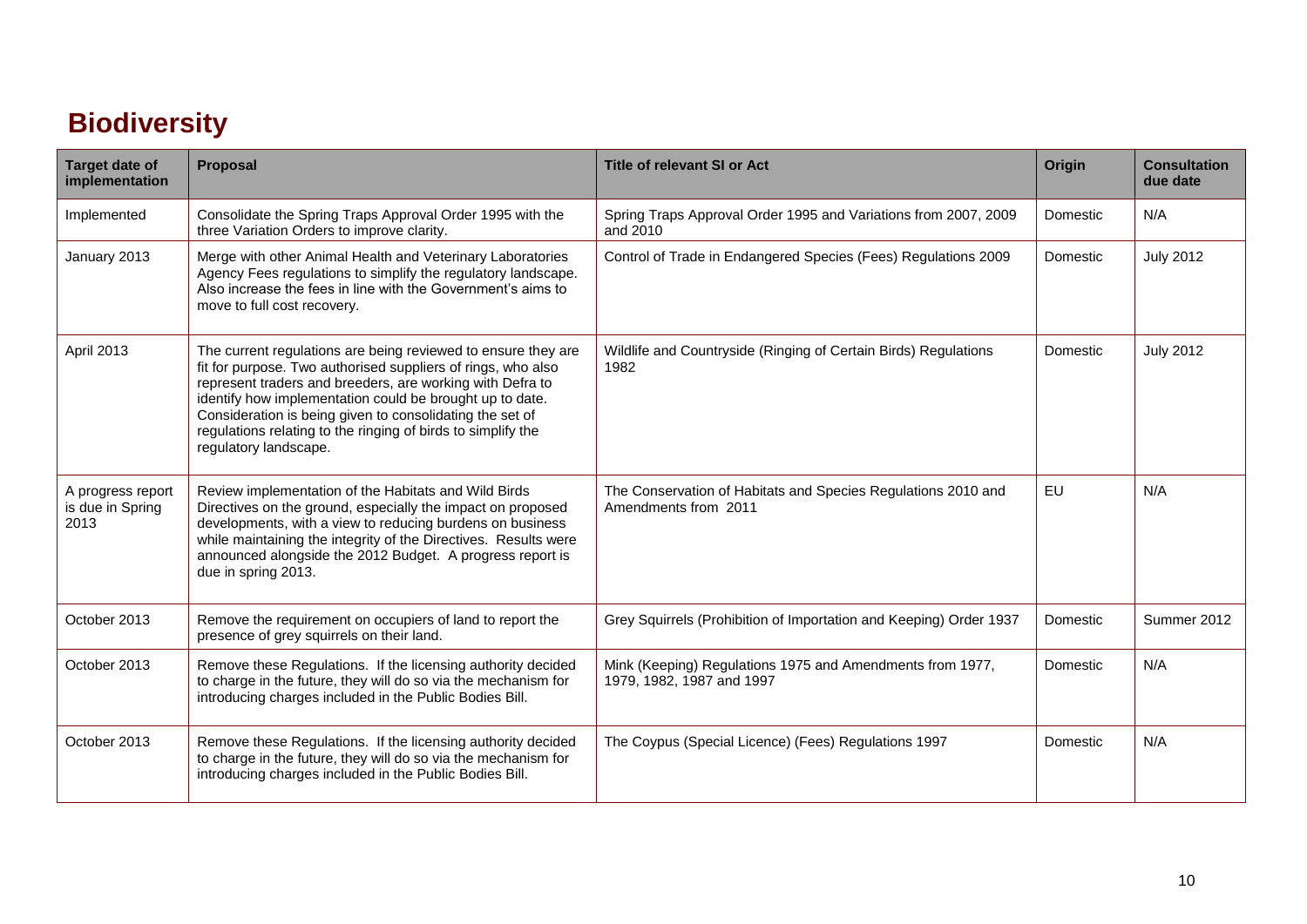## Biodiversity

| Target date of implementation | Proposal | Title of relevant SI or Act | Origin | Consultation due date |
|---|---|---|---|---|
| Implemented | Consolidate the Spring Traps Approval Order 1995 with the three Variation Orders to improve clarity. | Spring Traps Approval Order 1995 and Variations from 2007, 2009 and 2010 | Domestic | N/A |
| January 2013 | Merge with other Animal Health and Veterinary Laboratories Agency Fees regulations to simplify the regulatory landscape. Also increase the fees in line with the Government's aims to move to full cost recovery. | Control of Trade in Endangered Species (Fees) Regulations 2009 | Domestic | July 2012 |
| April 2013 | The current regulations are being reviewed to ensure they are fit for purpose. Two authorised suppliers of rings, who also represent traders and breeders, are working with Defra to identify how implementation could be brought up to date. Consideration is being given to consolidating the set of regulations relating to the ringing of birds to simplify the regulatory landscape. | Wildlife and Countryside (Ringing of Certain Birds) Regulations 1982 | Domestic | July 2012 |
| A progress report is due in Spring 2013 | Review implementation of the Habitats and Wild Birds Directives on the ground, especially the impact on proposed developments, with a view to reducing burdens on business while maintaining the integrity of the Directives. Results were announced alongside the 2012 Budget. A progress report is due in spring 2013. | The Conservation of Habitats and Species Regulations 2010 and Amendments from 2011 | EU | N/A |
| October 2013 | Remove the requirement on occupiers of land to report the presence of grey squirrels on their land. | Grey Squirrels (Prohibition of Importation and Keeping) Order 1937 | Domestic | Summer 2012 |
| October 2013 | Remove these Regulations. If the licensing authority decided to charge in the future, they will do so via the mechanism for introducing charges included in the Public Bodies Bill. | Mink (Keeping) Regulations 1975 and Amendments from 1977, 1979, 1982, 1987 and 1997 | Domestic | N/A |
| October 2013 | Remove these Regulations. If the licensing authority decided to charge in the future, they will do so via the mechanism for introducing charges included in the Public Bodies Bill. | The Coypus (Special Licence) (Fees) Regulations 1997 | Domestic | N/A |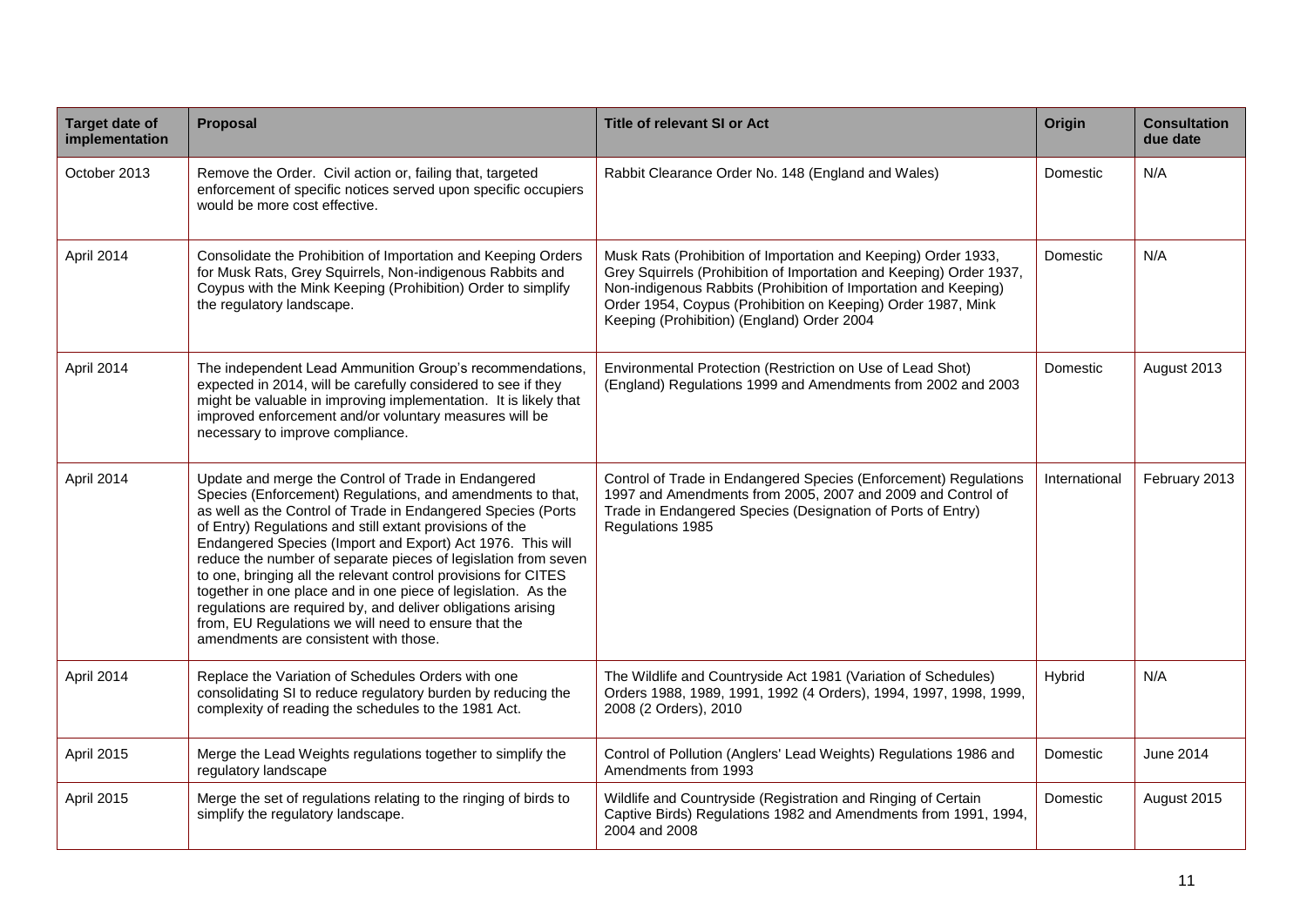| Target date of implementation | Proposal | Title of relevant SI or Act | Origin | Consultation due date |
|---|---|---|---|---|
| October 2013 | Remove the Order. Civil action or, failing that, targeted enforcement of specific notices served upon specific occupiers would be more cost effective. | Rabbit Clearance Order No. 148 (England and Wales) | Domestic | N/A |
| April 2014 | Consolidate the Prohibition of Importation and Keeping Orders for Musk Rats, Grey Squirrels, Non-indigenous Rabbits and Coypus with the Mink Keeping (Prohibition) Order to simplify the regulatory landscape. | Musk Rats (Prohibition of Importation and Keeping) Order 1933, Grey Squirrels (Prohibition of Importation and Keeping) Order 1937, Non-indigenous Rabbits (Prohibition of Importation and Keeping) Order 1954, Coypus (Prohibition on Keeping) Order 1987, Mink Keeping (Prohibition) (England) Order 2004 | Domestic | N/A |
| April 2014 | The independent Lead Ammunition Group's recommendations, expected in 2014, will be carefully considered to see if they might be valuable in improving implementation. It is likely that improved enforcement and/or voluntary measures will be necessary to improve compliance. | Environmental Protection (Restriction on Use of Lead Shot) (England) Regulations 1999 and Amendments from 2002 and 2003 | Domestic | August 2013 |
| April 2014 | Update and merge the Control of Trade in Endangered Species (Enforcement) Regulations, and amendments to that, as well as the Control of Trade in Endangered Species (Ports of Entry) Regulations and still extant provisions of the Endangered Species (Import and Export) Act 1976. This will reduce the number of separate pieces of legislation from seven to one, bringing all the relevant control provisions for CITES together in one place and in one piece of legislation. As the regulations are required by, and deliver obligations arising from, EU Regulations we will need to ensure that the amendments are consistent with those. | Control of Trade in Endangered Species (Enforcement) Regulations 1997 and Amendments from 2005, 2007 and 2009 and Control of Trade in Endangered Species (Designation of Ports of Entry) Regulations 1985 | International | February 2013 |
| April 2014 | Replace the Variation of Schedules Orders with one consolidating SI to reduce regulatory burden by reducing the complexity of reading the schedules to the 1981 Act. | The Wildlife and Countryside Act 1981 (Variation of Schedules) Orders 1988, 1989, 1991, 1992 (4 Orders), 1994, 1997, 1998, 1999, 2008 (2 Orders), 2010 | Hybrid | N/A |
| April 2015 | Merge the Lead Weights regulations together to simplify the regulatory landscape | Control of Pollution (Anglers' Lead Weights) Regulations 1986 and Amendments from 1993 | Domestic | June 2014 |
| April 2015 | Merge the set of regulations relating to the ringing of birds to simplify the regulatory landscape. | Wildlife and Countryside (Registration and Ringing of Certain Captive Birds) Regulations 1982 and Amendments from 1991, 1994, 2004 and 2008 | Domestic | August 2015 |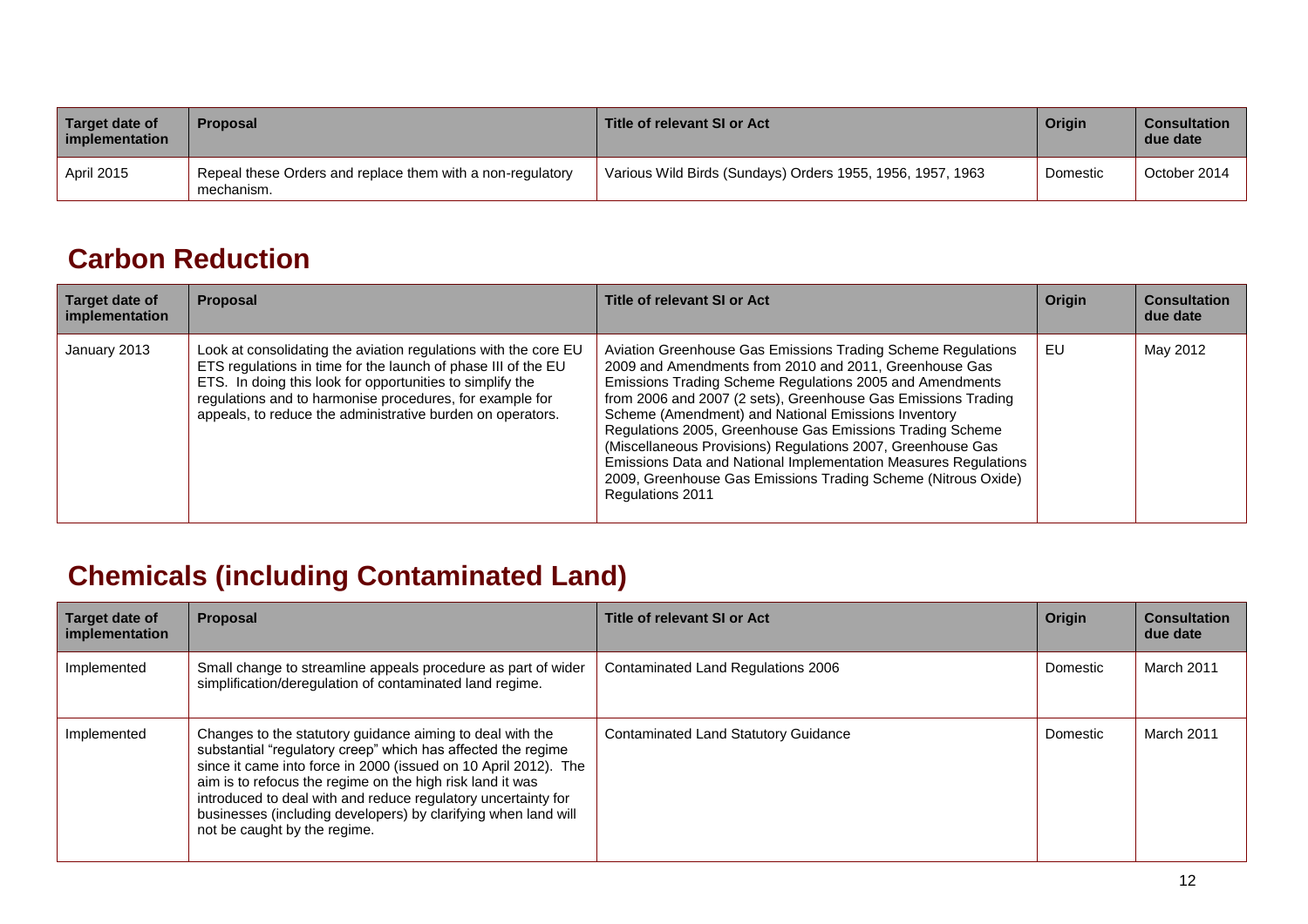| Target date of implementation | Proposal | Title of relevant SI or Act | Origin | Consultation due date |
|---|---|---|---|---|
| April 2015 | Repeal these Orders and replace them with a non-regulatory mechanism. | Various Wild Birds (Sundays) Orders 1955, 1956, 1957, 1963 | Domestic | October 2014 |

## Carbon Reduction

| Target date of implementation | Proposal | Title of relevant SI or Act | Origin | Consultation due date |
|---|---|---|---|---|
| January 2013 | Look at consolidating the aviation regulations with the core EU ETS regulations in time for the launch of phase III of the EU ETS. In doing this look for opportunities to simplify the regulations and to harmonise procedures, for example for appeals, to reduce the administrative burden on operators. | Aviation Greenhouse Gas Emissions Trading Scheme Regulations 2009 and Amendments from 2010 and 2011, Greenhouse Gas Emissions Trading Scheme Regulations 2005 and Amendments from 2006 and 2007 (2 sets), Greenhouse Gas Emissions Trading Scheme (Amendment) and National Emissions Inventory Regulations 2005, Greenhouse Gas Emissions Trading Scheme (Miscellaneous Provisions) Regulations 2007, Greenhouse Gas Emissions Data and National Implementation Measures Regulations 2009, Greenhouse Gas Emissions Trading Scheme (Nitrous Oxide) Regulations 2011 | EU | May 2012 |

## Chemicals (including Contaminated Land)

| Target date of implementation | Proposal | Title of relevant SI or Act | Origin | Consultation due date |
|---|---|---|---|---|
| Implemented | Small change to streamline appeals procedure as part of wider simplification/deregulation of contaminated land regime. | Contaminated Land Regulations 2006 | Domestic | March 2011 |
| Implemented | Changes to the statutory guidance aiming to deal with the substantial "regulatory creep" which has affected the regime since it came into force in 2000 (issued on 10 April 2012). The aim is to refocus the regime on the high risk land it was introduced to deal with and reduce regulatory uncertainty for businesses (including developers) by clarifying when land will not be caught by the regime. | Contaminated Land Statutory Guidance | Domestic | March 2011 |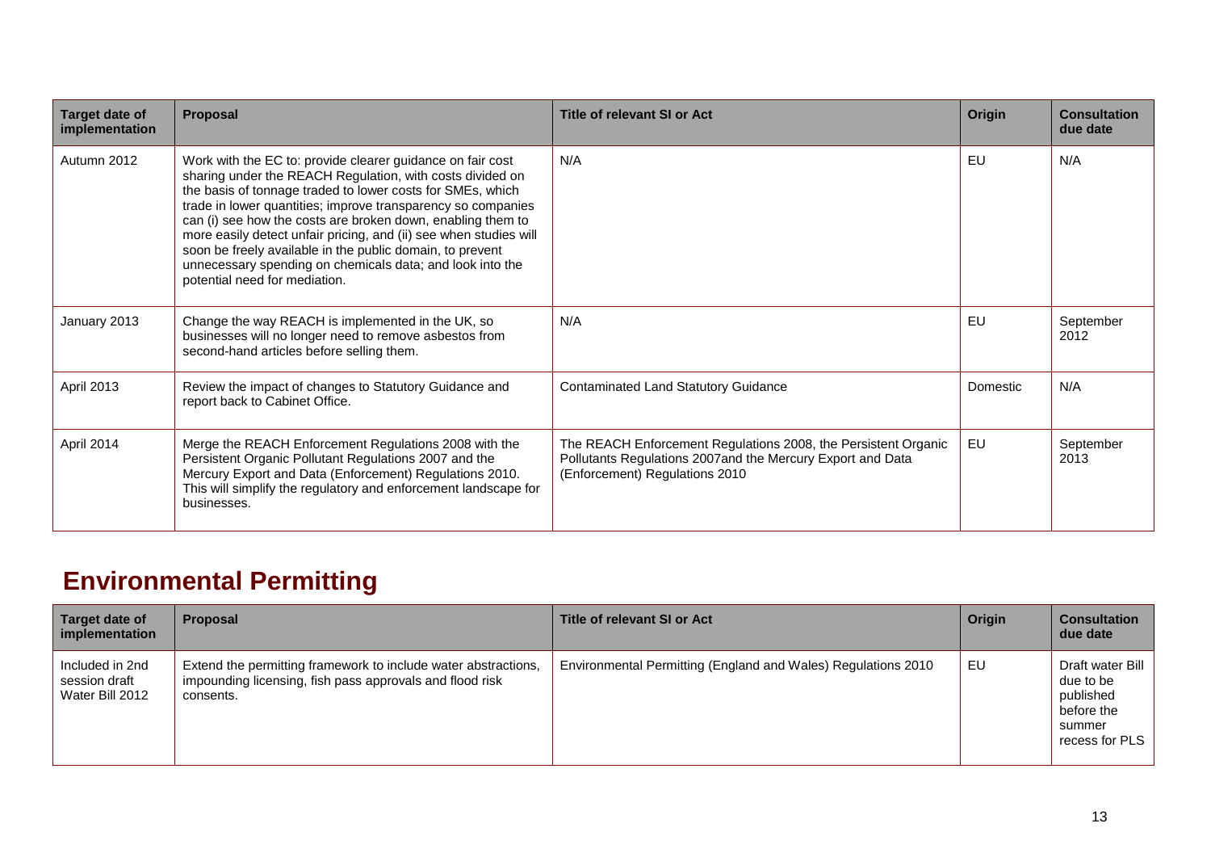| Target date of implementation | Proposal | Title of relevant SI or Act | Origin | Consultation due date |
| --- | --- | --- | --- | --- |
| Autumn 2012 | Work with the EC to: provide clearer guidance on fair cost sharing under the REACH Regulation, with costs divided on the basis of tonnage traded to lower costs for SMEs, which trade in lower quantities; improve transparency so companies can (i) see how the costs are broken down, enabling them to more easily detect unfair pricing, and (ii) see when studies will soon be freely available in the public domain, to prevent unnecessary spending on chemicals data; and look into the potential need for mediation. | N/A | EU | N/A |
| January 2013 | Change the way REACH is implemented in the UK, so businesses will no longer need to remove asbestos from second-hand articles before selling them. | N/A | EU | September 2012 |
| April 2013 | Review the impact of changes to Statutory Guidance and report back to Cabinet Office. | Contaminated Land Statutory Guidance | Domestic | N/A |
| April 2014 | Merge the REACH Enforcement Regulations 2008 with the Persistent Organic Pollutant Regulations 2007 and the Mercury Export and Data (Enforcement) Regulations 2010. This will simplify the regulatory and enforcement landscape for businesses. | The REACH Enforcement Regulations 2008, the Persistent Organic Pollutants Regulations 2007and the Mercury Export and Data (Enforcement) Regulations 2010 | EU | September 2013 |

## Environmental Permitting

| Target date of implementation | Proposal | Title of relevant SI or Act | Origin | Consultation due date |
| --- | --- | --- | --- | --- |
| Included in 2nd session draft Water Bill 2012 | Extend the permitting framework to include water abstractions, impounding licensing, fish pass approvals and flood risk consents. | Environmental Permitting (England and Wales) Regulations 2010 | EU | Draft water Bill due to be published before the summer recess for PLS |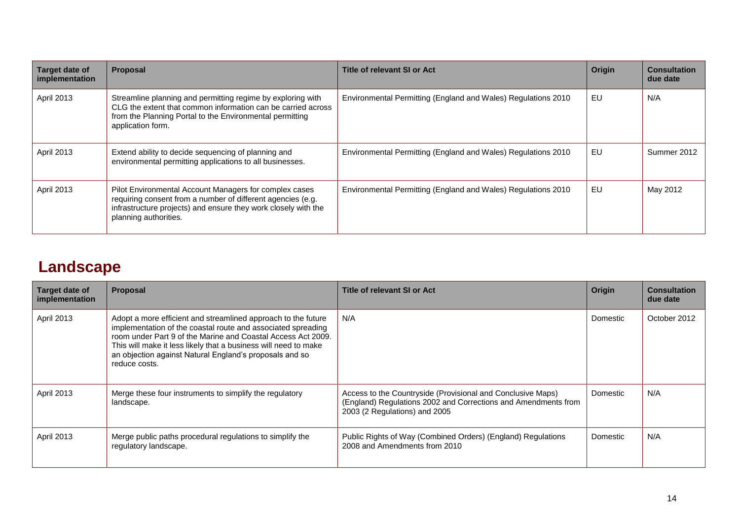| Target date of implementation | Proposal | Title of relevant SI or Act | Origin | Consultation due date |
|---|---|---|---|---|
| April 2013 | Streamline planning and permitting regime by exploring with CLG the extent that common information can be carried across from the Planning Portal to the Environmental permitting application form. | Environmental Permitting (England and Wales) Regulations 2010 | EU | N/A |
| April 2013 | Extend ability to decide sequencing of planning and environmental permitting applications to all businesses. | Environmental Permitting (England and Wales) Regulations 2010 | EU | Summer 2012 |
| April 2013 | Pilot Environmental Account Managers for complex cases requiring consent from a number of different agencies (e.g. infrastructure projects) and ensure they work closely with the planning authorities. | Environmental Permitting (England and Wales) Regulations 2010 | EU | May 2012 |

## Landscape

| Target date of implementation | Proposal | Title of relevant SI or Act | Origin | Consultation due date |
|---|---|---|---|---|
| April 2013 | Adopt a more efficient and streamlined approach to the future implementation of the coastal route and associated spreading room under Part 9 of the Marine and Coastal Access Act 2009. This will make it less likely that a business will need to make an objection against Natural England's proposals and so reduce costs. | N/A | Domestic | October 2012 |
| April 2013 | Merge these four instruments to simplify the regulatory landscape. | Access to the Countryside (Provisional and Conclusive Maps) (England) Regulations 2002 and Corrections and Amendments from 2003 (2 Regulations) and 2005 | Domestic | N/A |
| April 2013 | Merge public paths procedural regulations to simplify the regulatory landscape. | Public Rights of Way (Combined Orders) (England) Regulations 2008 and Amendments from 2010 | Domestic | N/A |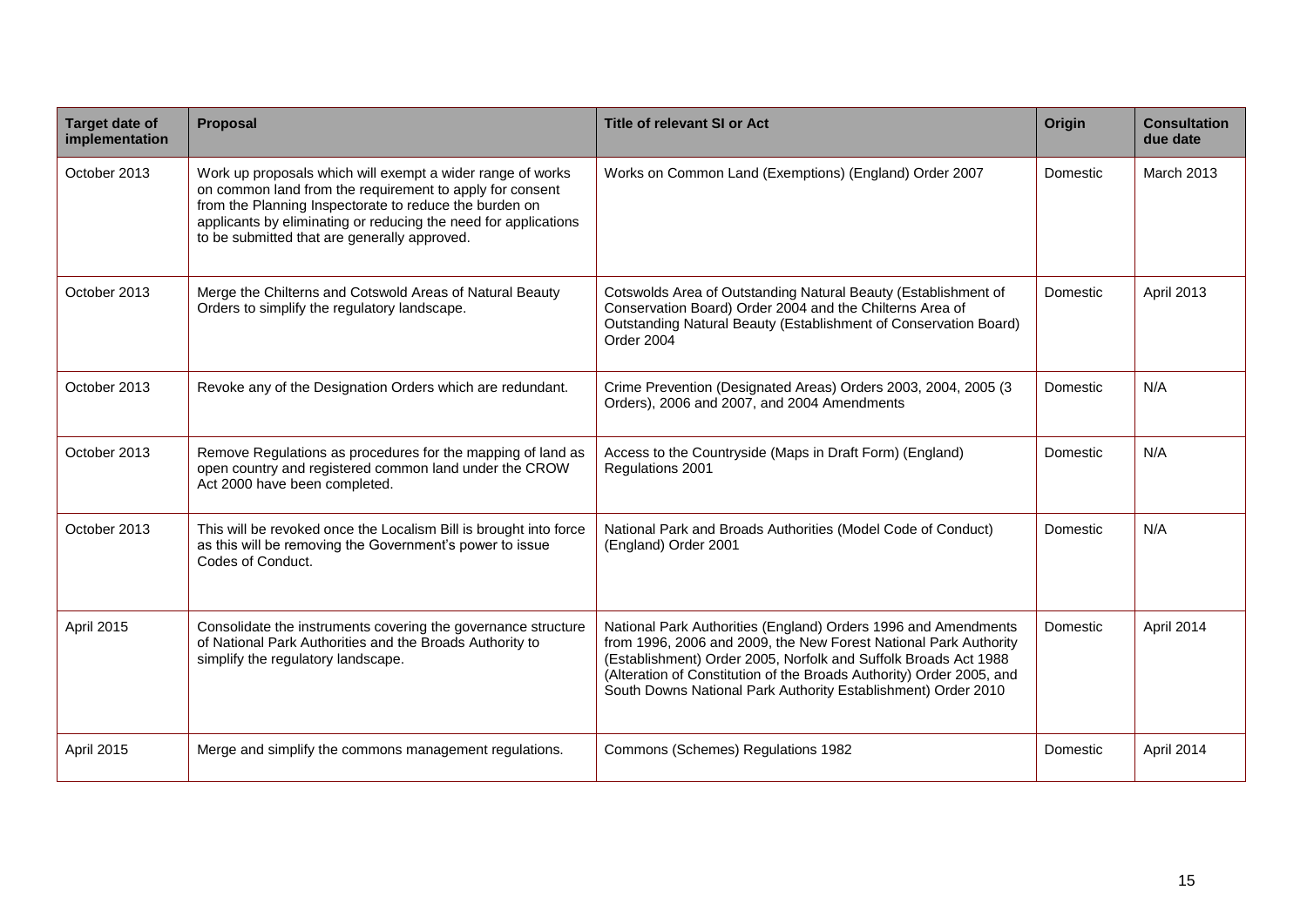| Target date of implementation | Proposal | Title of relevant SI or Act | Origin | Consultation due date |
|---|---|---|---|---|
| October 2013 | Work up proposals which will exempt a wider range of works on common land from the requirement to apply for consent from the Planning Inspectorate to reduce the burden on applicants by eliminating or reducing the need for applications to be submitted that are generally approved. | Works on Common Land (Exemptions) (England) Order 2007 | Domestic | March 2013 |
| October 2013 | Merge the Chilterns and Cotswold Areas of Natural Beauty Orders to simplify the regulatory landscape. | Cotswolds Area of Outstanding Natural Beauty (Establishment of Conservation Board) Order 2004 and the Chilterns Area of Outstanding Natural Beauty (Establishment of Conservation Board) Order 2004 | Domestic | April 2013 |
| October 2013 | Revoke any of the Designation Orders which are redundant. | Crime Prevention (Designated Areas) Orders 2003, 2004, 2005 (3 Orders), 2006 and 2007, and 2004 Amendments | Domestic | N/A |
| October 2013 | Remove Regulations as procedures for the mapping of land as open country and registered common land under the CROW Act 2000 have been completed. | Access to the Countryside (Maps in Draft Form) (England) Regulations 2001 | Domestic | N/A |
| October 2013 | This will be revoked once the Localism Bill is brought into force as this will be removing the Government's power to issue Codes of Conduct. | National Park and Broads Authorities (Model Code of Conduct) (England) Order 2001 | Domestic | N/A |
| April 2015 | Consolidate the instruments covering the governance structure of National Park Authorities and the Broads Authority to simplify the regulatory landscape. | National Park Authorities (England) Orders 1996 and Amendments from 1996, 2006 and 2009, the New Forest National Park Authority (Establishment) Order 2005, Norfolk and Suffolk Broads Act 1988 (Alteration of Constitution of the Broads Authority) Order 2005, and South Downs National Park Authority Establishment) Order 2010 | Domestic | April 2014 |
| April 2015 | Merge and simplify the commons management regulations. | Commons (Schemes) Regulations 1982 | Domestic | April 2014 |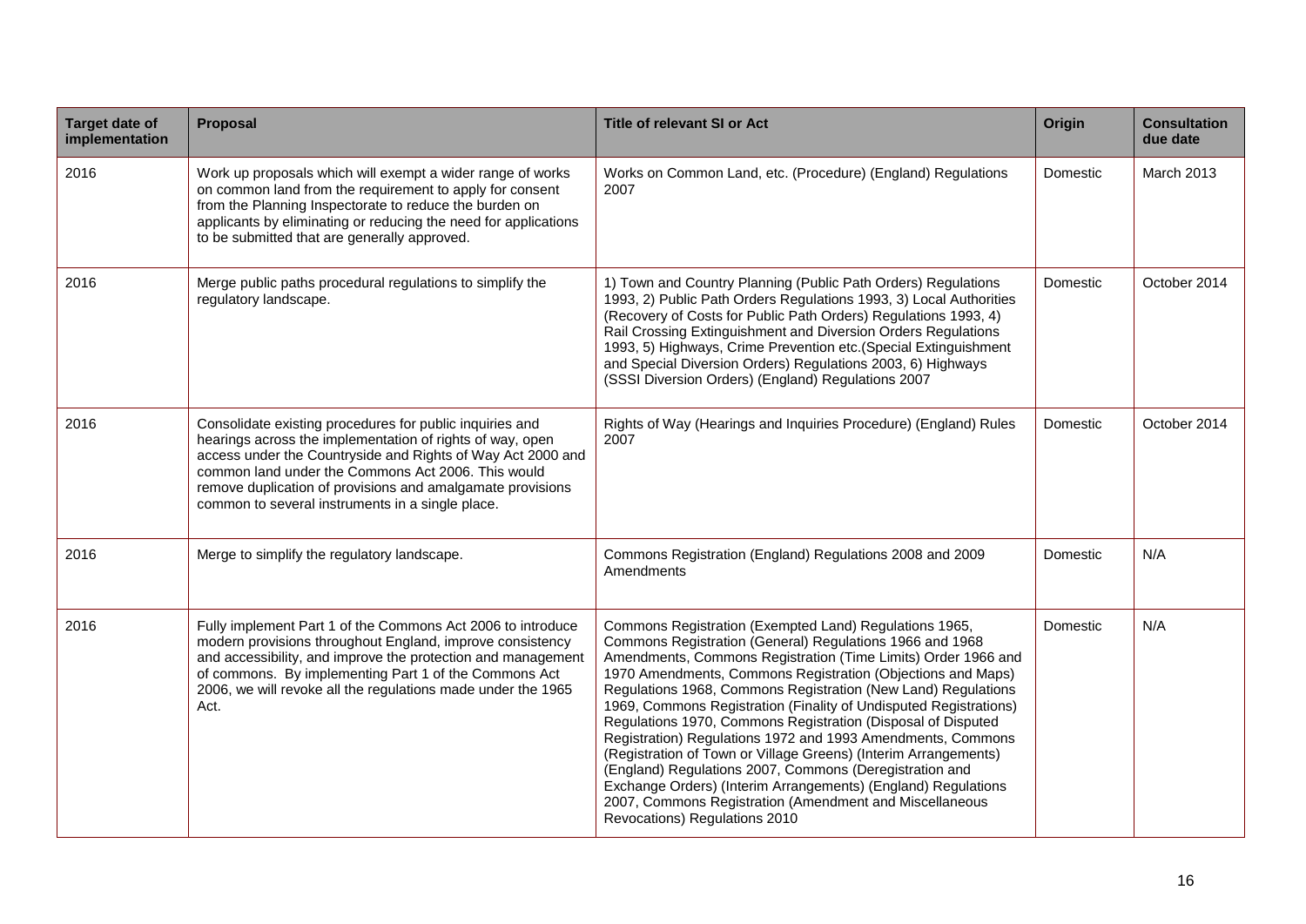| Target date of implementation | Proposal | Title of relevant SI or Act | Origin | Consultation due date |
|---|---|---|---|---|
| 2016 | Work up proposals which will exempt a wider range of works on common land from the requirement to apply for consent from the Planning Inspectorate to reduce the burden on applicants by eliminating or reducing the need for applications to be submitted that are generally approved. | Works on Common Land, etc. (Procedure) (England) Regulations 2007 | Domestic | March 2013 |
| 2016 | Merge public paths procedural regulations to simplify the regulatory landscape. | 1) Town and Country Planning (Public Path Orders) Regulations 1993, 2) Public Path Orders Regulations 1993, 3) Local Authorities (Recovery of Costs for Public Path Orders) Regulations 1993, 4) Rail Crossing Extinguishment and Diversion Orders Regulations 1993, 5) Highways, Crime Prevention etc.(Special Extinguishment and Special Diversion Orders) Regulations 2003, 6) Highways (SSSI Diversion Orders) (England) Regulations 2007 | Domestic | October 2014 |
| 2016 | Consolidate existing procedures for public inquiries and hearings across the implementation of rights of way, open access under the Countryside and Rights of Way Act 2000 and common land under the Commons Act 2006. This would remove duplication of provisions and amalgamate provisions common to several instruments in a single place. | Rights of Way (Hearings and Inquiries Procedure) (England) Rules 2007 | Domestic | October 2014 |
| 2016 | Merge to simplify the regulatory landscape. | Commons Registration (England) Regulations 2008 and 2009 Amendments | Domestic | N/A |
| 2016 | Fully implement Part 1 of the Commons Act 2006 to introduce modern provisions throughout England, improve consistency and accessibility, and improve the protection and management of commons. By implementing Part 1 of the Commons Act 2006, we will revoke all the regulations made under the 1965 Act. | Commons Registration (Exempted Land) Regulations 1965, Commons Registration (General) Regulations 1966 and 1968 Amendments, Commons Registration (Time Limits) Order 1966 and 1970 Amendments, Commons Registration (Objections and Maps) Regulations 1968, Commons Registration (New Land) Regulations 1969, Commons Registration (Finality of Undisputed Registrations) Regulations 1970, Commons Registration (Disposal of Disputed Registration) Regulations 1972 and 1993 Amendments, Commons (Registration of Town or Village Greens) (Interim Arrangements) (England) Regulations 2007, Commons (Deregistration and Exchange Orders) (Interim Arrangements) (England) Regulations 2007, Commons Registration (Amendment and Miscellaneous Revocations) Regulations 2010 | Domestic | N/A |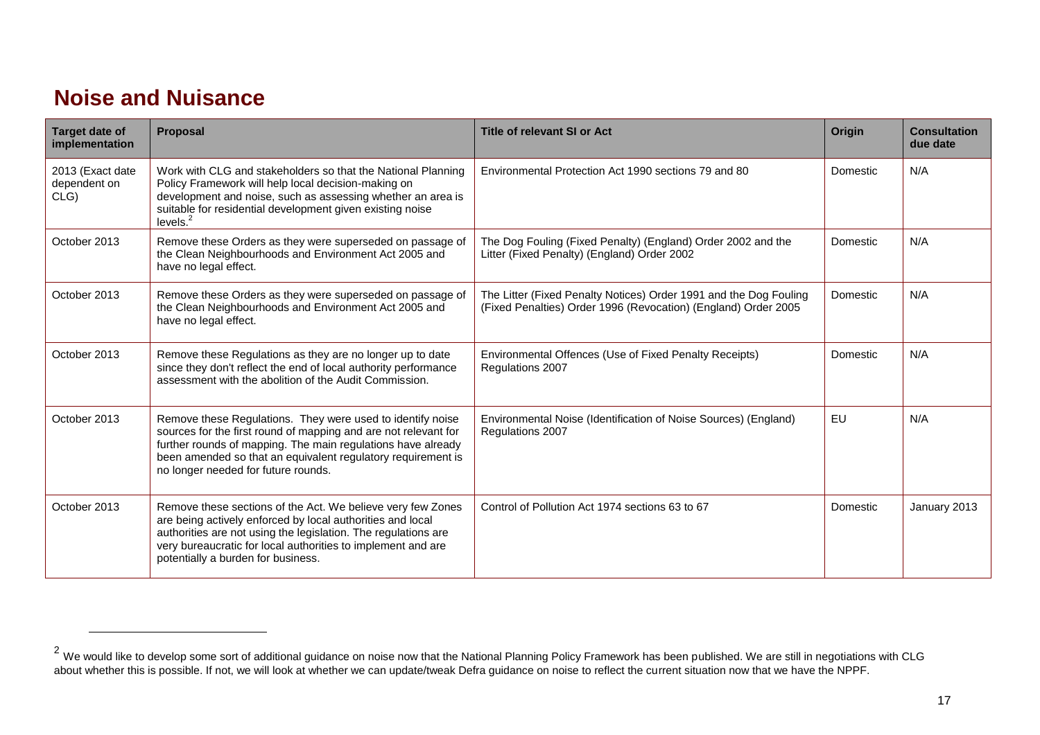## Noise and Nuisance

| Target date of implementation | Proposal | Title of relevant SI or Act | Origin | Consultation due date |
|---|---|---|---|---|
| 2013 (Exact date dependent on CLG) | Work with CLG and stakeholders so that the National Planning Policy Framework will help local decision-making on development and noise, such as assessing whether an area is suitable for residential development given existing noise levels.[2] | Environmental Protection Act 1990 sections 79 and 80 | Domestic | N/A |
| October 2013 | Remove these Orders as they were superseded on passage of the Clean Neighbourhoods and Environment Act 2005 and have no legal effect. | The Dog Fouling (Fixed Penalty) (England) Order 2002 and the Litter (Fixed Penalty) (England) Order 2002 | Domestic | N/A |
| October 2013 | Remove these Orders as they were superseded on passage of the Clean Neighbourhoods and Environment Act 2005 and have no legal effect. | The Litter (Fixed Penalty Notices) Order 1991 and the Dog Fouling (Fixed Penalties) Order 1996 (Revocation) (England) Order 2005 | Domestic | N/A |
| October 2013 | Remove these Regulations as they are no longer up to date since they don't reflect the end of local authority performance assessment with the abolition of the Audit Commission. | Environmental Offences (Use of Fixed Penalty Receipts) Regulations 2007 | Domestic | N/A |
| October 2013 | Remove these Regulations. They were used to identify noise sources for the first round of mapping and are not relevant for further rounds of mapping. The main regulations have already been amended so that an equivalent regulatory requirement is no longer needed for future rounds. | Environmental Noise (Identification of Noise Sources) (England) Regulations 2007 | EU | N/A |
| October 2013 | Remove these sections of the Act. We believe very few Zones are being actively enforced by local authorities and local authorities are not using the legislation. The regulations are very bureaucratic for local authorities to implement and are potentially a burden for business. | Control of Pollution Act 1974 sections 63 to 67 | Domestic | January 2013 |

[2] We would like to develop some sort of additional guidance on noise now that the National Planning Policy Framework has been published. We are still in negotiations with CLG about whether this is possible. If not, we will look at whether we can update/tweak Defra guidance on noise to reflect the current situation now that we have the NPPF.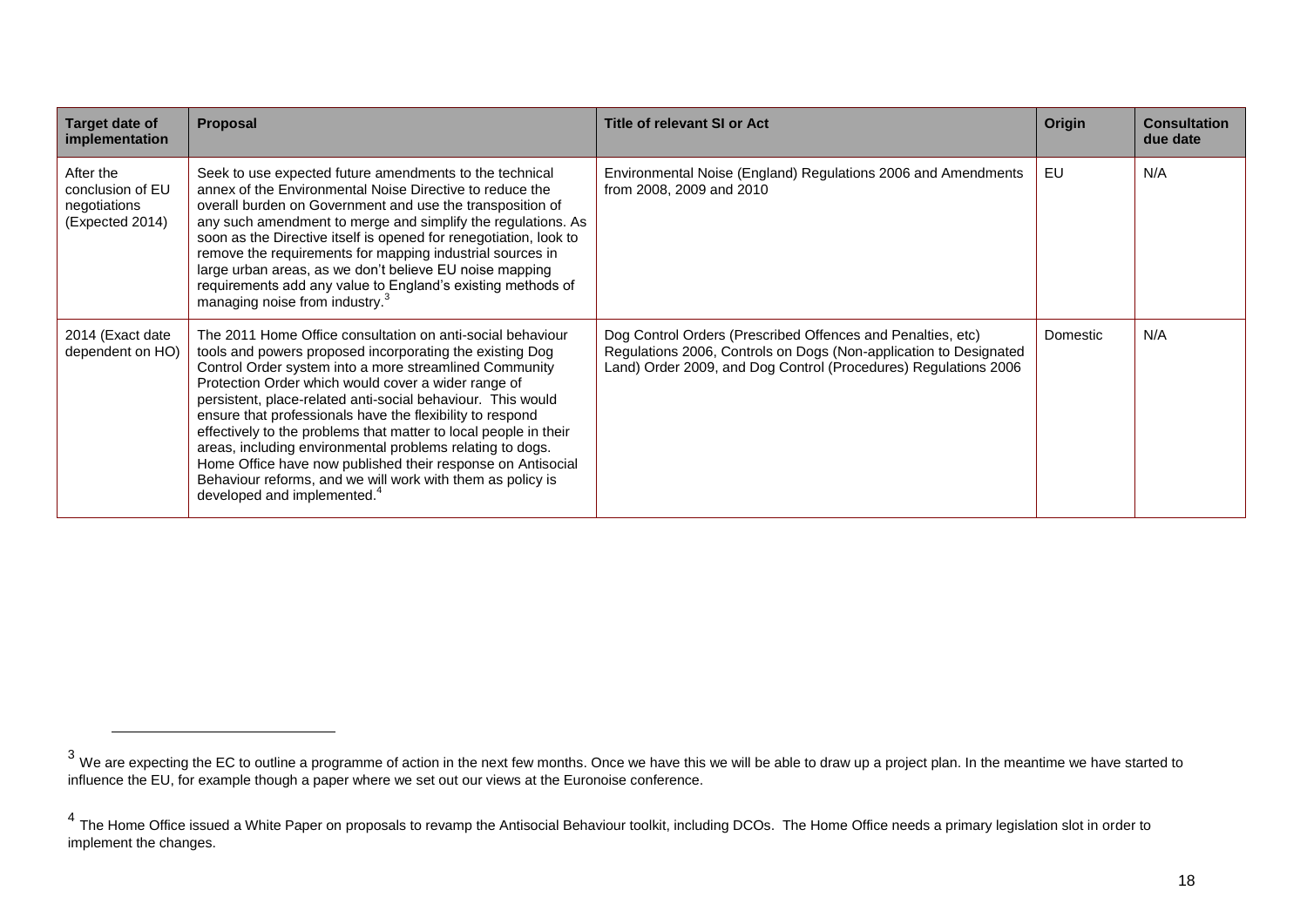| Target date of implementation | Proposal | Title of relevant SI or Act | Origin | Consultation due date |
|---|---|---|---|---|
| After the conclusion of EU negotiations (Expected 2014) | Seek to use expected future amendments to the technical annex of the Environmental Noise Directive to reduce the overall burden on Government and use the transposition of any such amendment to merge and simplify the regulations. As soon as the Directive itself is opened for renegotiation, look to remove the requirements for mapping industrial sources in large urban areas, as we don't believe EU noise mapping requirements add any value to England's existing methods of managing noise from industry.[3] | Environmental Noise (England) Regulations 2006 and Amendments from 2008, 2009 and 2010 | EU | N/A |
| 2014 (Exact date dependent on HO) | The 2011 Home Office consultation on anti-social behaviour tools and powers proposed incorporating the existing Dog Control Order system into a more streamlined Community Protection Order which would cover a wider range of persistent, place-related anti-social behaviour. This would ensure that professionals have the flexibility to respond effectively to the problems that matter to local people in their areas, including environmental problems relating to dogs. Home Office have now published their response on Antisocial Behaviour reforms, and we will work with them as policy is developed and implemented.[4] | Dog Control Orders (Prescribed Offences and Penalties, etc) Regulations 2006, Controls on Dogs (Non-application to Designated Land) Order 2009, and Dog Control (Procedures) Regulations 2006 | Domestic | N/A |

[3] We are expecting the EC to outline a programme of action in the next few months. Once we have this we will be able to draw up a project plan. In the meantime we have started to influence the EU, for example though a paper where we set out our views at the Euronoise conference.

[4] The Home Office issued a White Paper on proposals to revamp the Antisocial Behaviour toolkit, including DCOs. The Home Office needs a primary legislation slot in order to implement the changes.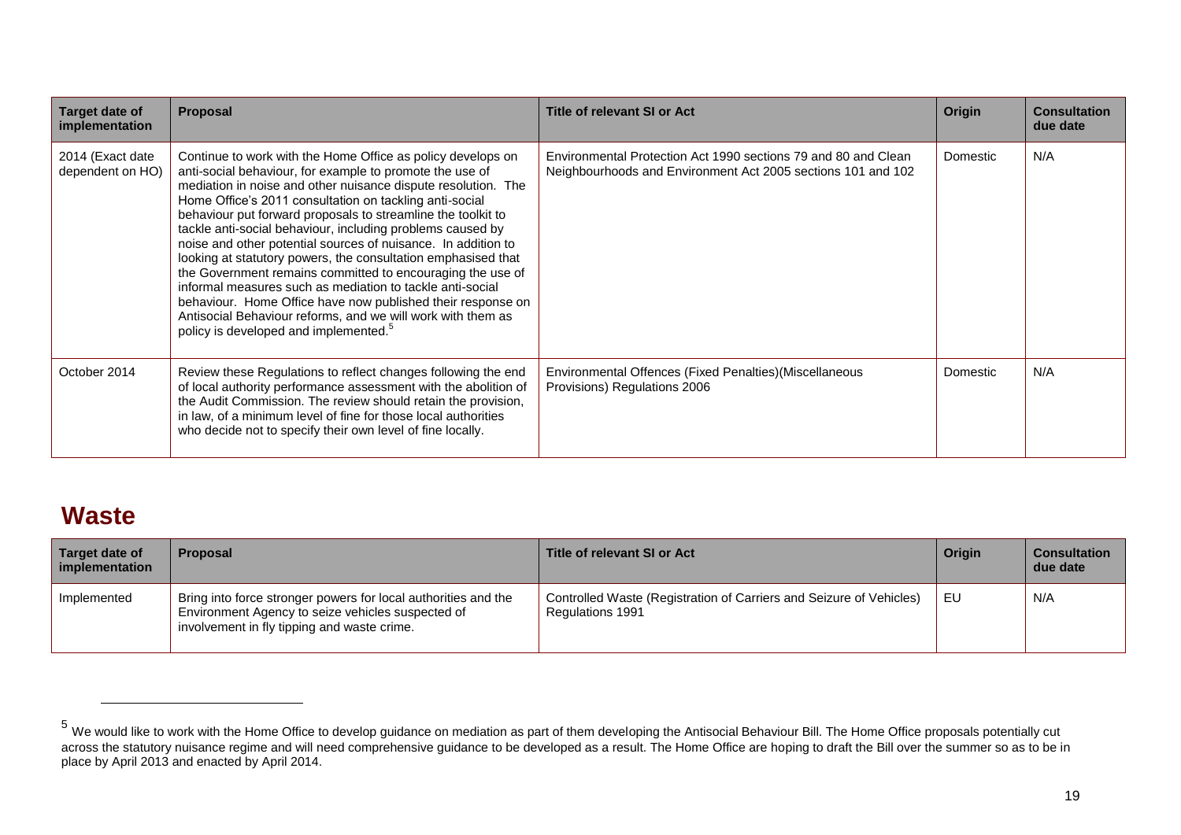| Target date of implementation | Proposal | Title of relevant SI or Act | Origin | Consultation due date |
|---|---|---|---|---|
| 2014 (Exact date dependent on HO) | Continue to work with the Home Office as policy develops on anti-social behaviour, for example to promote the use of mediation in noise and other nuisance dispute resolution. The Home Office's 2011 consultation on tackling anti-social behaviour put forward proposals to streamline the toolkit to tackle anti-social behaviour, including problems caused by noise and other potential sources of nuisance. In addition to looking at statutory powers, the consultation emphasised that the Government remains committed to encouraging the use of informal measures such as mediation to tackle anti-social behaviour. Home Office have now published their response on Antisocial Behaviour reforms, and we will work with them as policy is developed and implemented.[5] | Environmental Protection Act 1990 sections 79 and 80 and Clean Neighbourhoods and Environment Act 2005 sections 101 and 102 | Domestic | N/A |
| October 2014 | Review these Regulations to reflect changes following the end of local authority performance assessment with the abolition of the Audit Commission. The review should retain the provision, in law, of a minimum level of fine for those local authorities who decide not to specify their own level of fine locally. | Environmental Offences (Fixed Penalties)(Miscellaneous Provisions) Regulations 2006 | Domestic | N/A |

## Waste

| Target date of implementation | Proposal | Title of relevant SI or Act | Origin | Consultation due date |
|---|---|---|---|---|
| Implemented | Bring into force stronger powers for local authorities and the Environment Agency to seize vehicles suspected of involvement in fly tipping and waste crime. | Controlled Waste (Registration of Carriers and Seizure of Vehicles) Regulations 1991 | EU | N/A |

[5] We would like to work with the Home Office to develop guidance on mediation as part of them developing the Antisocial Behaviour Bill. The Home Office proposals potentially cut across the statutory nuisance regime and will need comprehensive guidance to be developed as a result. The Home Office are hoping to draft the Bill over the summer so as to be in place by April 2013 and enacted by April 2014.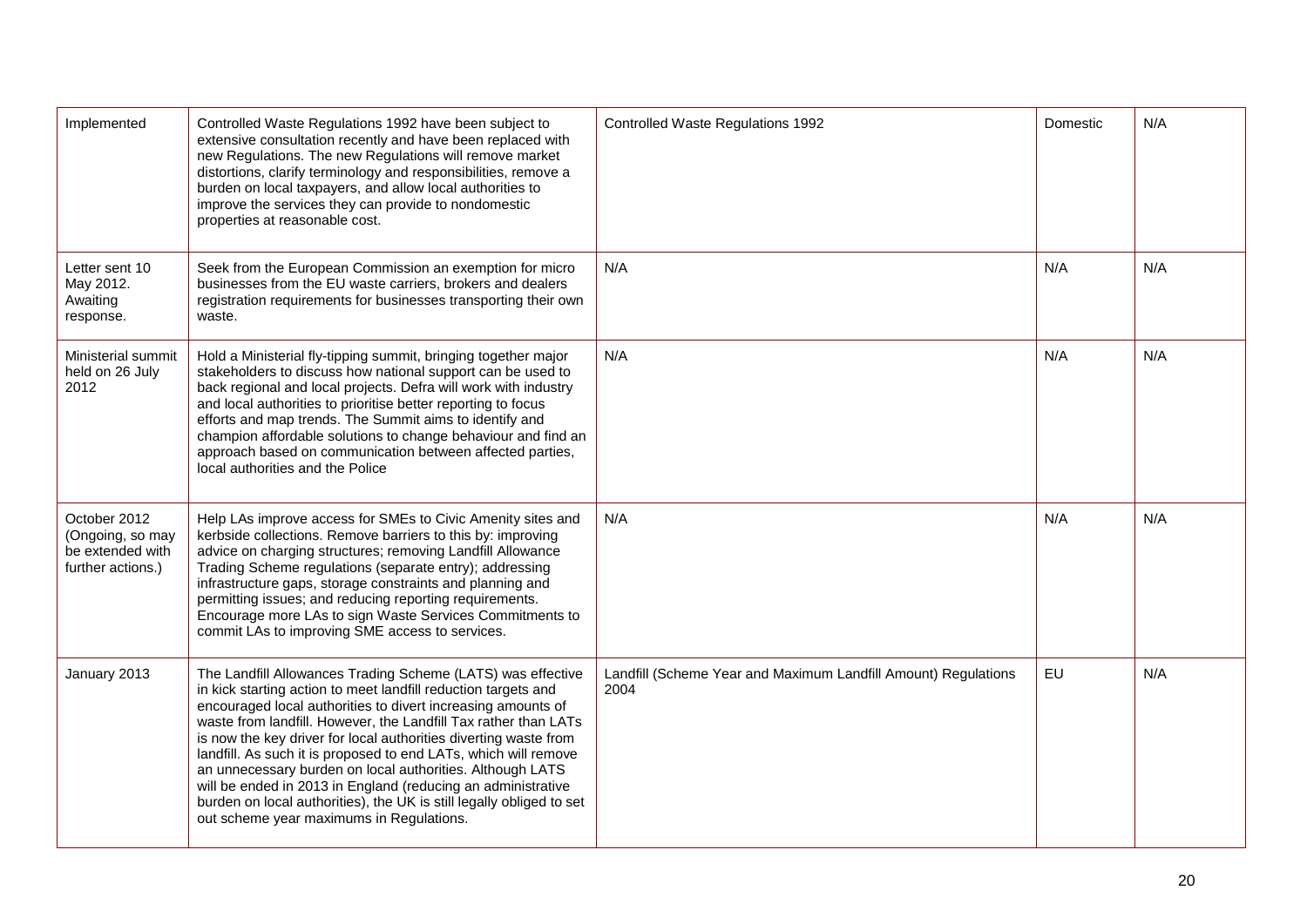| | | | | |
|---|---|---|---|---|
| Implemented | Controlled Waste Regulations 1992 have been subject to extensive consultation recently and have been replaced with new Regulations. The new Regulations will remove market distortions, clarify terminology and responsibilities, remove a burden on local taxpayers, and allow local authorities to improve the services they can provide to nondomestic properties at reasonable cost. | Controlled Waste Regulations 1992 | Domestic | N/A |
| Letter sent 10 May 2012. Awaiting response. | Seek from the European Commission an exemption for micro businesses from the EU waste carriers, brokers and dealers registration requirements for businesses transporting their own waste. | N/A | N/A | N/A |
| Ministerial summit held on 26 July 2012 | Hold a Ministerial fly-tipping summit, bringing together major stakeholders to discuss how national support can be used to back regional and local projects. Defra will work with industry and local authorities to prioritise better reporting to focus efforts and map trends. The Summit aims to identify and champion affordable solutions to change behaviour and find an approach based on communication between affected parties, local authorities and the Police | N/A | N/A | N/A |
| October 2012 (Ongoing, so may be extended with further actions.) | Help LAs improve access for SMEs to Civic Amenity sites and kerbside collections. Remove barriers to this by: improving advice on charging structures; removing Landfill Allowance Trading Scheme regulations (separate entry); addressing infrastructure gaps, storage constraints and planning and permitting issues; and reducing reporting requirements. Encourage more LAs to sign Waste Services Commitments to commit LAs to improving SME access to services. | N/A | N/A | N/A |
| January 2013 | The Landfill Allowances Trading Scheme (LATS) was effective in kick starting action to meet landfill reduction targets and encouraged local authorities to divert increasing amounts of waste from landfill. However, the Landfill Tax rather than LATs is now the key driver for local authorities diverting waste from landfill. As such it is proposed to end LATs, which will remove an unnecessary burden on local authorities. Although LATS will be ended in 2013 in England (reducing an administrative burden on local authorities), the UK is still legally obliged to set out scheme year maximums in Regulations. | Landfill (Scheme Year and Maximum Landfill Amount) Regulations 2004 | EU | N/A |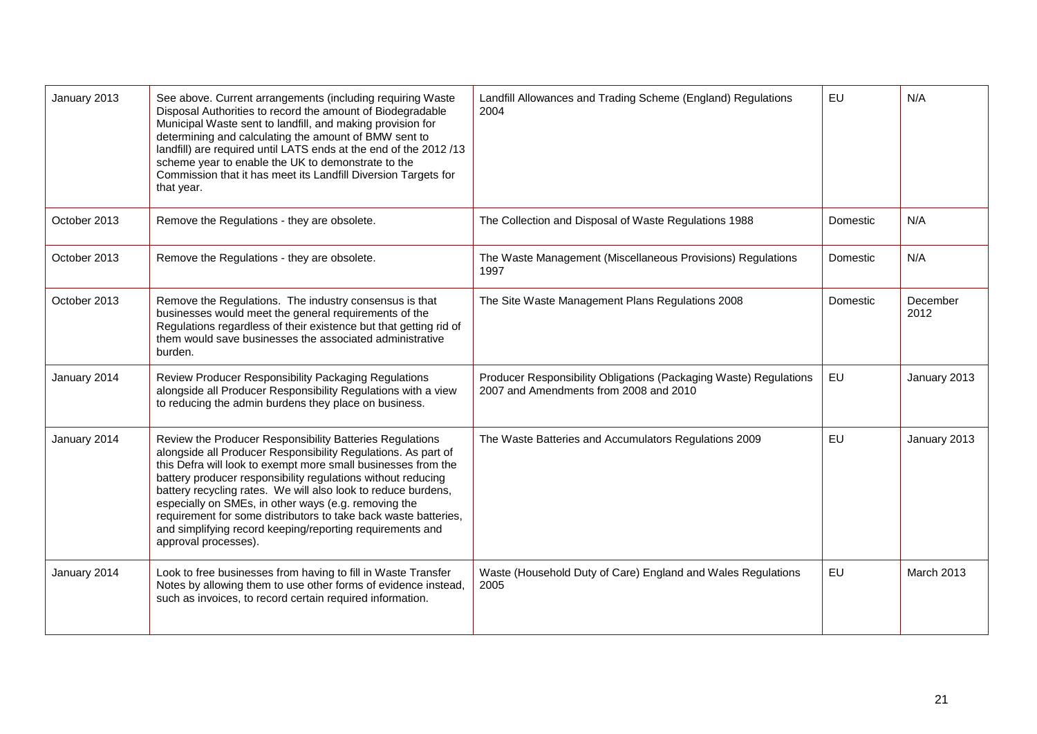| | | | | |
|---|---|---|---|---|
| January 2013 | See above. Current arrangements (including requiring Waste Disposal Authorities to record the amount of Biodegradable Municipal Waste sent to landfill, and making provision for determining and calculating the amount of BMW sent to landfill) are required until LATS ends at the end of the 2012 /13 scheme year to enable the UK to demonstrate to the Commission that it has meet its Landfill Diversion Targets for that year. | Landfill Allowances and Trading Scheme (England) Regulations 2004 | EU | N/A |
| October 2013 | Remove the Regulations - they are obsolete. | The Collection and Disposal of Waste Regulations 1988 | Domestic | N/A |
| October 2013 | Remove the Regulations - they are obsolete. | The Waste Management (Miscellaneous Provisions) Regulations 1997 | Domestic | N/A |
| October 2013 | Remove the Regulations. The industry consensus is that businesses would meet the general requirements of the Regulations regardless of their existence but that getting rid of them would save businesses the associated administrative burden. | The Site Waste Management Plans Regulations 2008 | Domestic | December 2012 |
| January 2014 | Review Producer Responsibility Packaging Regulations alongside all Producer Responsibility Regulations with a view to reducing the admin burdens they place on business. | Producer Responsibility Obligations (Packaging Waste) Regulations 2007 and Amendments from 2008 and 2010 | EU | January 2013 |
| January 2014 | Review the Producer Responsibility Batteries Regulations alongside all Producer Responsibility Regulations. As part of this Defra will look to exempt more small businesses from the battery producer responsibility regulations without reducing battery recycling rates. We will also look to reduce burdens, especially on SMEs, in other ways (e.g. removing the requirement for some distributors to take back waste batteries, and simplifying record keeping/reporting requirements and approval processes). | The Waste Batteries and Accumulators Regulations 2009 | EU | January 2013 |
| January 2014 | Look to free businesses from having to fill in Waste Transfer Notes by allowing them to use other forms of evidence instead, such as invoices, to record certain required information. | Waste (Household Duty of Care) England and Wales Regulations 2005 | EU | March 2013 |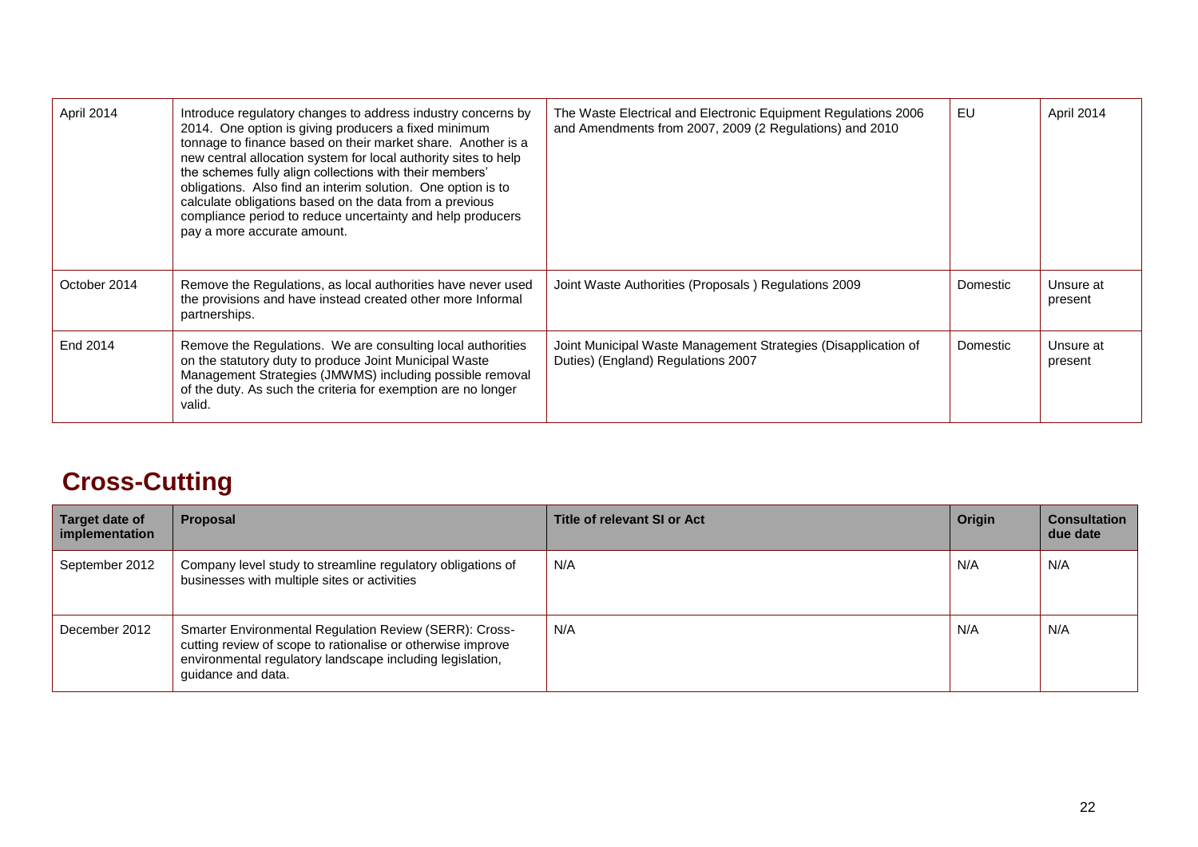| | | | | |
|---|---|---|---|---|
| April 2014 | Introduce regulatory changes to address industry concerns by 2014. One option is giving producers a fixed minimum tonnage to finance based on their market share. Another is a new central allocation system for local authority sites to help the schemes fully align collections with their members' obligations. Also find an interim solution. One option is to calculate obligations based on the data from a previous compliance period to reduce uncertainty and help producers pay a more accurate amount. | The Waste Electrical and Electronic Equipment Regulations 2006 and Amendments from 2007, 2009 (2 Regulations) and 2010 | EU | April 2014 |
| October 2014 | Remove the Regulations, as local authorities have never used the provisions and have instead created other more Informal partnerships. | Joint Waste Authorities (Proposals ) Regulations 2009 | Domestic | Unsure at present |
| End 2014 | Remove the Regulations. We are consulting local authorities on the statutory duty to produce Joint Municipal Waste Management Strategies (JMWMS) including possible removal of the duty. As such the criteria for exemption are no longer valid. | Joint Municipal Waste Management Strategies (Disapplication of Duties) (England) Regulations 2007 | Domestic | Unsure at present |

## Cross-Cutting

| Target date of implementation | Proposal | Title of relevant SI or Act | Origin | Consultation due date |
|---|---|---|---|---|
| September 2012 | Company level study to streamline regulatory obligations of businesses with multiple sites or activities | N/A | N/A | N/A |
| December 2012 | Smarter Environmental Regulation Review (SERR): Cross-cutting review of scope to rationalise or otherwise improve environmental regulatory landscape including legislation, guidance and data. | N/A | N/A | N/A |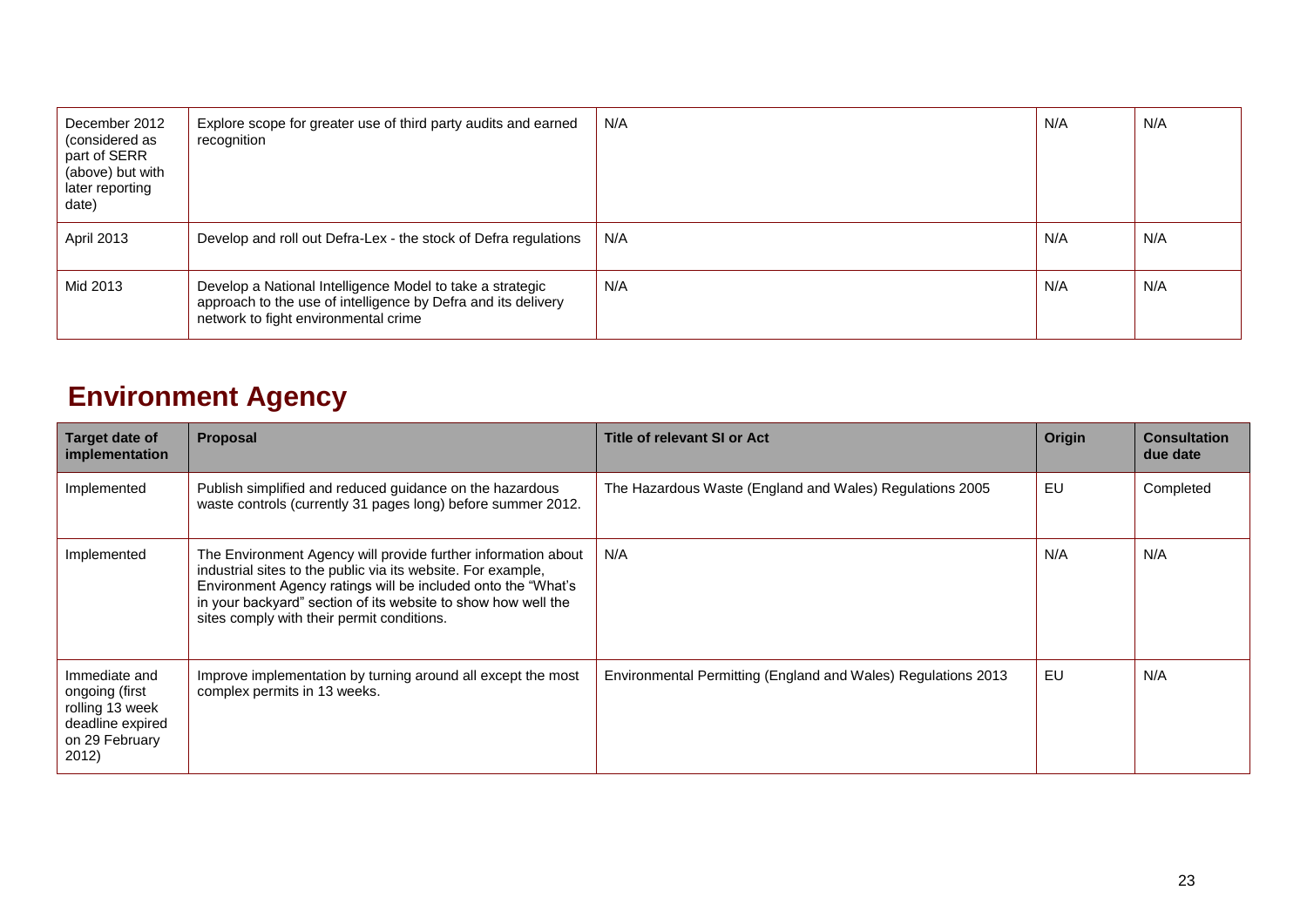| | | | | |
|---|---|---|---|---|
| December 2012 (considered as part of SERR (above) but with later reporting date) | Explore scope for greater use of third party audits and earned recognition | N/A | N/A | N/A |
| April 2013 | Develop and roll out Defra-Lex - the stock of Defra regulations | N/A | N/A | N/A |
| Mid 2013 | Develop a National Intelligence Model to take a strategic approach to the use of intelligence by Defra and its delivery network to fight environmental crime | N/A | N/A | N/A |

## Environment Agency

| Target date of implementation | Proposal | Title of relevant SI or Act | Origin | Consultation due date |
|---|---|---|---|---|
| Implemented | Publish simplified and reduced guidance on the hazardous waste controls (currently 31 pages long) before summer 2012. | The Hazardous Waste (England and Wales) Regulations 2005 | EU | Completed |
| Implemented | The Environment Agency will provide further information about industrial sites to the public via its website. For example, Environment Agency ratings will be included onto the "What's in your backyard" section of its website to show how well the sites comply with their permit conditions. | N/A | N/A | N/A |
| Immediate and ongoing (first rolling 13 week deadline expired on 29 February 2012) | Improve implementation by turning around all except the most complex permits in 13 weeks. | Environmental Permitting (England and Wales) Regulations 2013 | EU | N/A |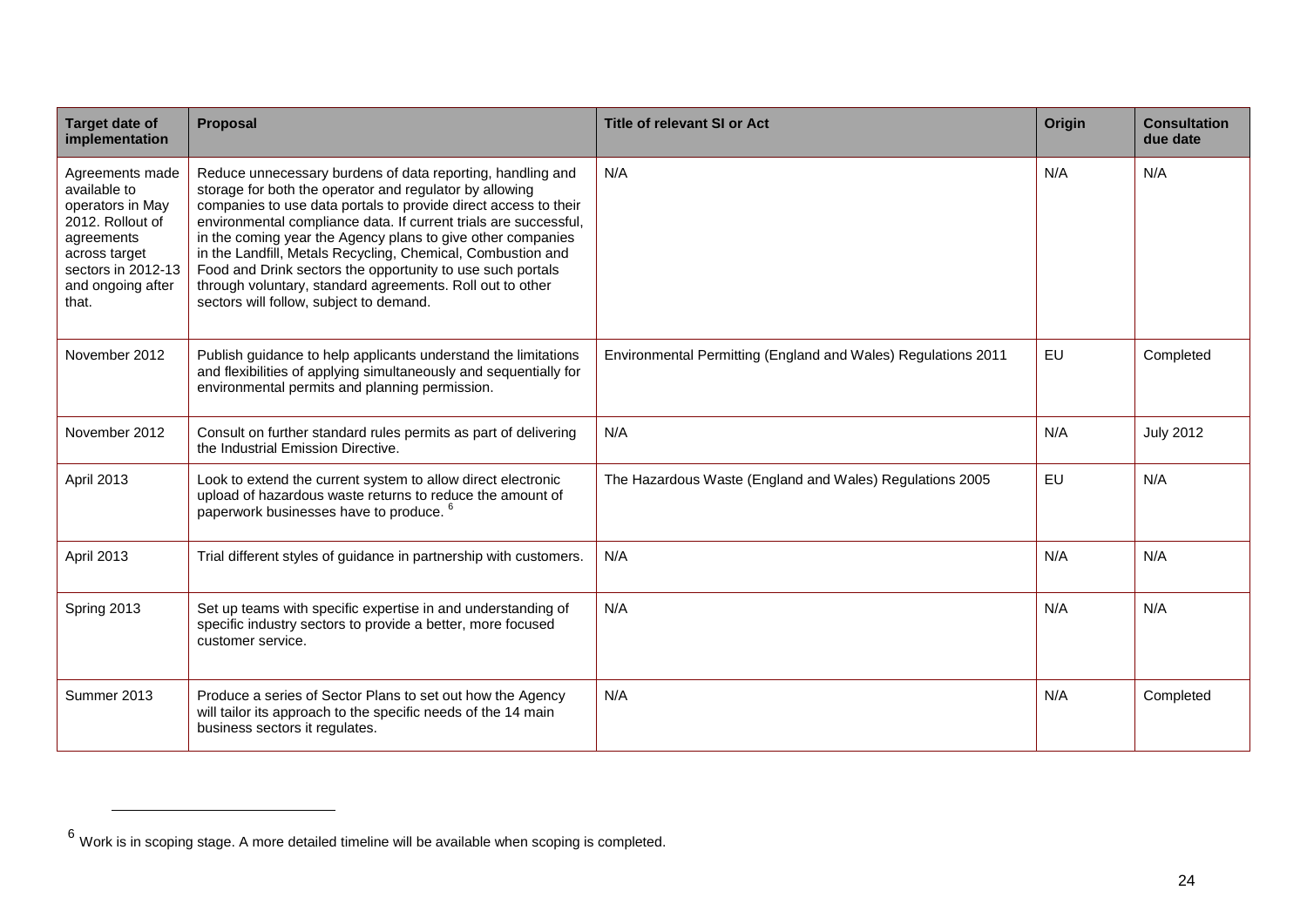| Target date of implementation | Proposal | Title of relevant SI or Act | Origin | Consultation due date |
|---|---|---|---|---|
| Agreements made available to operators in May 2012. Rollout of agreements across target sectors in 2012-13 and ongoing after that. | Reduce unnecessary burdens of data reporting, handling and storage for both the operator and regulator by allowing companies to use data portals to provide direct access to their environmental compliance data. If current trials are successful, in the coming year the Agency plans to give other companies in the Landfill, Metals Recycling, Chemical, Combustion and Food and Drink sectors the opportunity to use such portals through voluntary, standard agreements. Roll out to other sectors will follow, subject to demand. | N/A | N/A | N/A |
| November 2012 | Publish guidance to help applicants understand the limitations and flexibilities of applying simultaneously and sequentially for environmental permits and planning permission. | Environmental Permitting (England and Wales) Regulations 2011 | EU | Completed |
| November 2012 | Consult on further standard rules permits as part of delivering the Industrial Emission Directive. | N/A | N/A | July 2012 |
| April 2013 | Look to extend the current system to allow direct electronic upload of hazardous waste returns to reduce the amount of paperwork businesses have to produce. [6] | The Hazardous Waste (England and Wales) Regulations 2005 | EU | N/A |
| April 2013 | Trial different styles of guidance in partnership with customers. | N/A | N/A | N/A |
| Spring 2013 | Set up teams with specific expertise in and understanding of specific industry sectors to provide a better, more focused customer service. | N/A | N/A | N/A |
| Summer 2013 | Produce a series of Sector Plans to set out how the Agency will tailor its approach to the specific needs of the 14 main business sectors it regulates. | N/A | N/A | Completed |

[6] Work is in scoping stage. A more detailed timeline will be available when scoping is completed.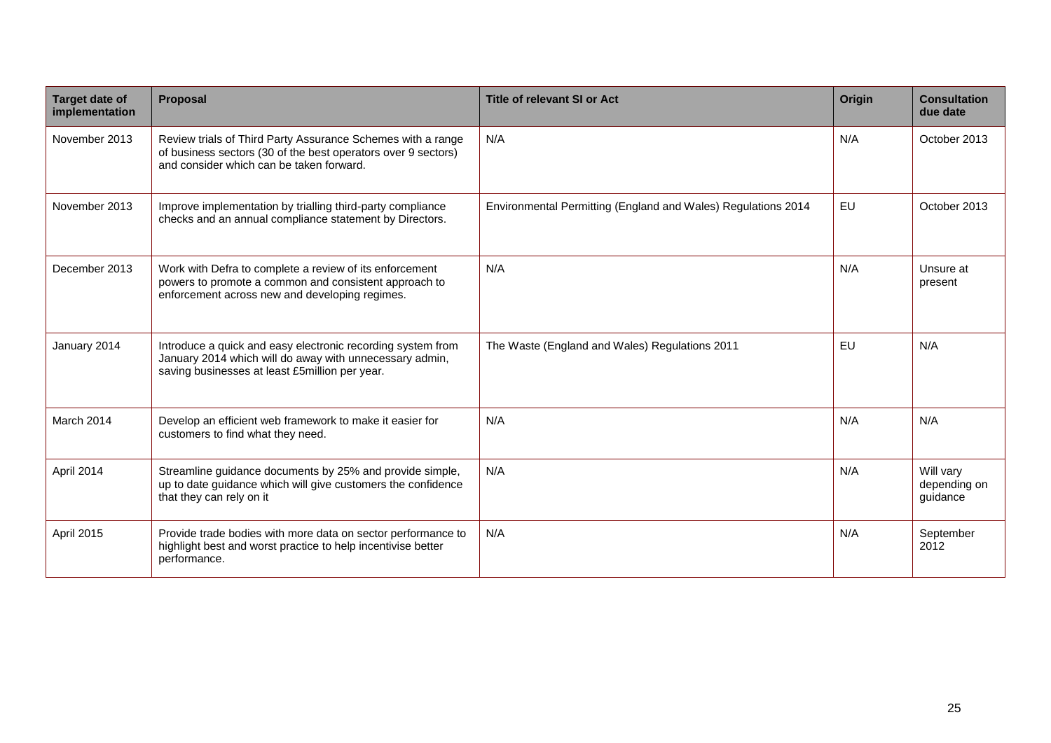| Target date of implementation | Proposal | Title of relevant SI or Act | Origin | Consultation due date |
|---|---|---|---|---|
| November 2013 | Review trials of Third Party Assurance Schemes with a range of business sectors (30 of the best operators over 9 sectors) and consider which can be taken forward. | N/A | N/A | October 2013 |
| November 2013 | Improve implementation by trialling third-party compliance checks and an annual compliance statement by Directors. | Environmental Permitting (England and Wales) Regulations 2014 | EU | October 2013 |
| December 2013 | Work with Defra to complete a review of its enforcement powers to promote a common and consistent approach to enforcement across new and developing regimes. | N/A | N/A | Unsure at present |
| January 2014 | Introduce a quick and easy electronic recording system from January 2014 which will do away with unnecessary admin, saving businesses at least £5million per year. | The Waste (England and Wales) Regulations 2011 | EU | N/A |
| March 2014 | Develop an efficient web framework to make it easier for customers to find what they need. | N/A | N/A | N/A |
| April 2014 | Streamline guidance documents by 25% and provide simple, up to date guidance which will give customers the confidence that they can rely on it | N/A | N/A | Will vary depending on guidance |
| April 2015 | Provide trade bodies with more data on sector performance to highlight best and worst practice to help incentivise better performance. | N/A | N/A | September 2012 |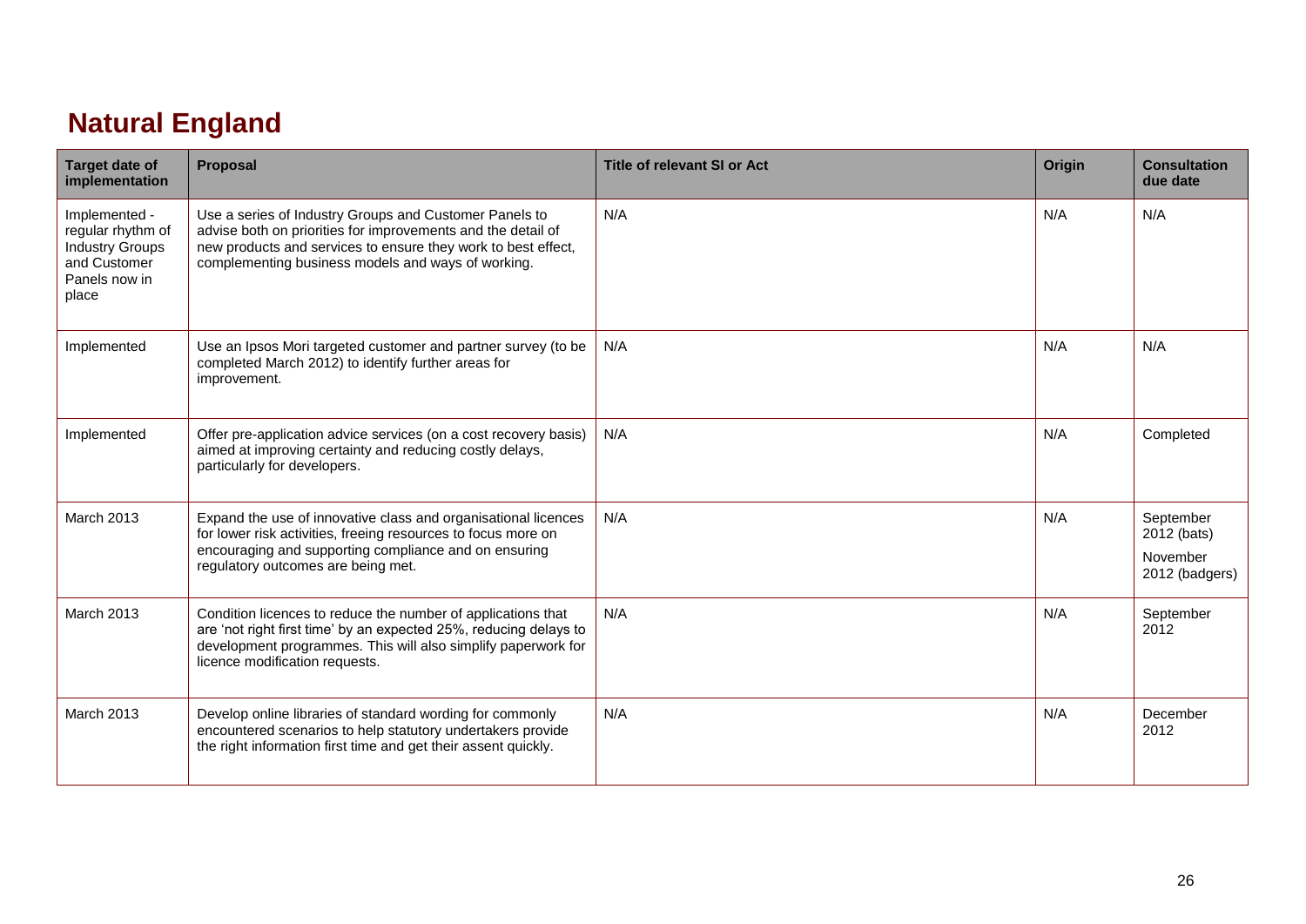# Natural England

| Target date of implementation | Proposal | Title of relevant SI or Act | Origin | Consultation due date |
|---|---|---|---|---|
| Implemented - regular rhythm of Industry Groups and Customer Panels now in place | Use a series of Industry Groups and Customer Panels to advise both on priorities for improvements and the detail of new products and services to ensure they work to best effect, complementing business models and ways of working. | N/A | N/A | N/A |
| Implemented | Use an Ipsos Mori targeted customer and partner survey (to be completed March 2012) to identify further areas for improvement. | N/A | N/A | N/A |
| Implemented | Offer pre-application advice services (on a cost recovery basis) aimed at improving certainty and reducing costly delays, particularly for developers. | N/A | N/A | Completed |
| March 2013 | Expand the use of innovative class and organisational licences for lower risk activities, freeing resources to focus more on encouraging and supporting compliance and on ensuring regulatory outcomes are being met. | N/A | N/A | September 2012 (bats) November 2012 (badgers) |
| March 2013 | Condition licences to reduce the number of applications that are 'not right first time' by an expected 25%, reducing delays to development programmes. This will also simplify paperwork for licence modification requests. | N/A | N/A | September 2012 |
| March 2013 | Develop online libraries of standard wording for commonly encountered scenarios to help statutory undertakers provide the right information first time and get their assent quickly. | N/A | N/A | December 2012 |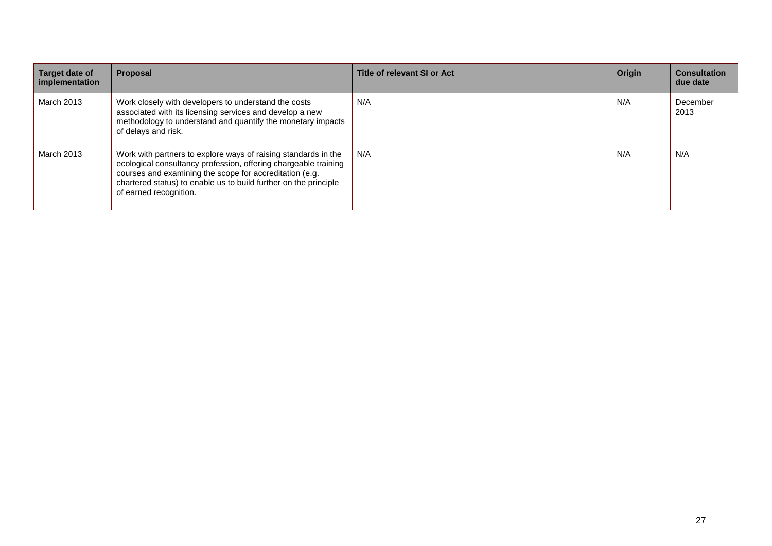| Target date of implementation | Proposal | Title of relevant SI or Act | Origin | Consultation due date |
|---|---|---|---|---|
| March 2013 | Work closely with developers to understand the costs associated with its licensing services and develop a new methodology to understand and quantify the monetary impacts of delays and risk. | N/A | N/A | December 2013 |
| March 2013 | Work with partners to explore ways of raising standards in the ecological consultancy profession, offering chargeable training courses and examining the scope for accreditation (e.g. chartered status) to enable us to build further on the principle of earned recognition. | N/A | N/A | N/A |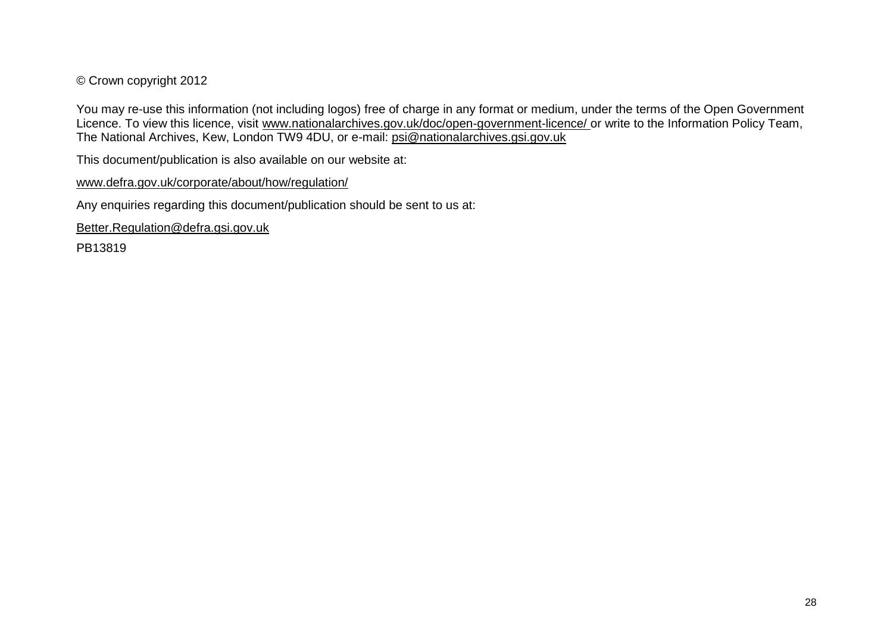© Crown copyright 2012

You may re-use this information (not including logos) free of charge in any format or medium, under the terms of the Open Government Licence. To view this licence, visit www.nationalarchives.gov.uk/doc/open-government-licence/ or write to the Information Policy Team, The National Archives, Kew, London TW9 4DU, or e-mail: psi@nationalarchives.gsi.gov.uk

This document/publication is also available on our website at:

www.defra.gov.uk/corporate/about/how/regulation/

Any enquiries regarding this document/publication should be sent to us at:

Better.Regulation@defra.gsi.gov.uk

PB13819